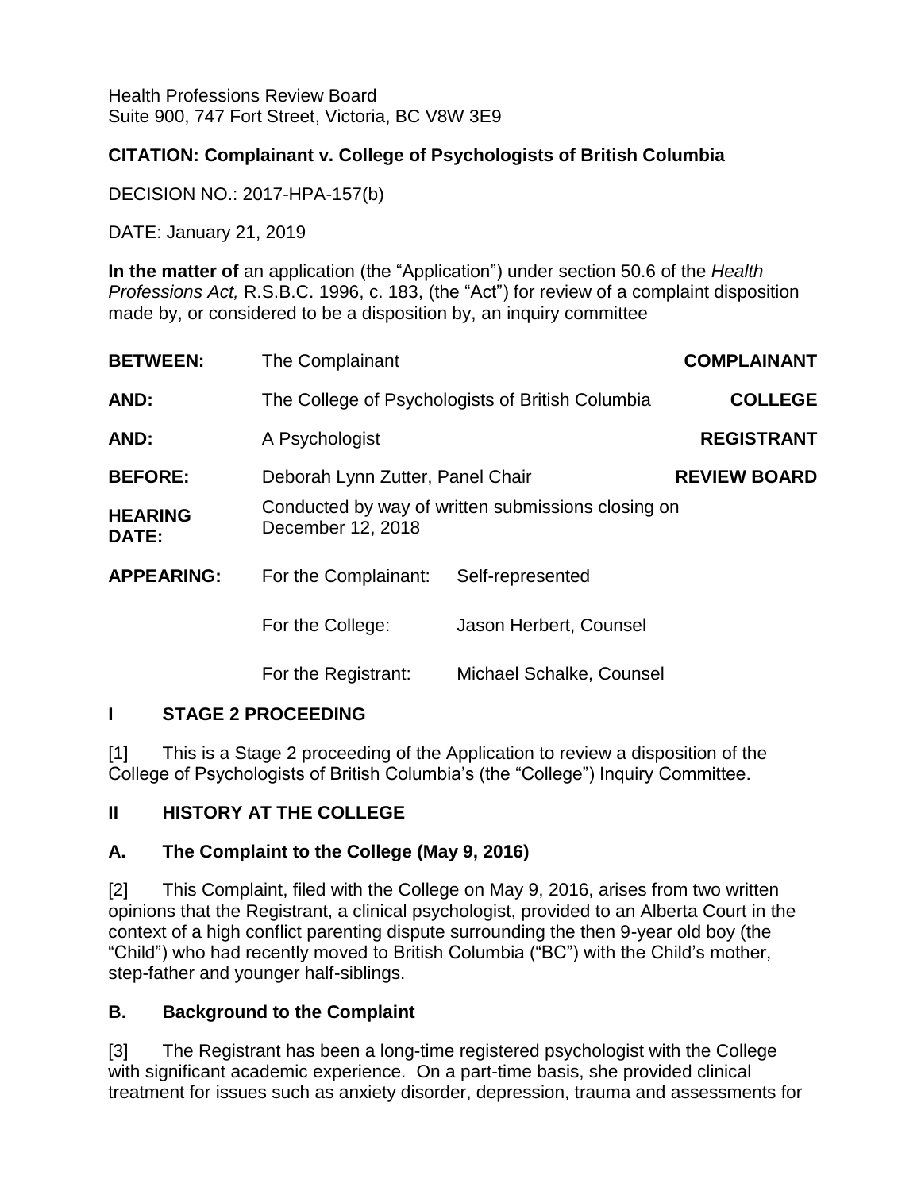Health Professions Review Board
Suite 900, 747 Fort Street, Victoria, BC V8W 3E9

**CITATION: Complainant v. College of Psychologists of British Columbia**

DECISION NO.: 2017-HPA-157(b)

DATE: January 21, 2019

**In the matter of** an application (the "Application") under section 50.6 of the *Health Professions Act,* R.S.B.C. 1996, c. 183, (the "Act") for review of a complaint disposition made by, or considered to be a disposition by, an inquiry committee

| | | | |
|---|---|---|---|
| **BETWEEN:** | The Complainant | | **COMPLAINANT** |
| **AND:** | The College of Psychologists of British Columbia | | **COLLEGE** |
| **AND:** | A Psychologist | | **REGISTRANT** |
| **BEFORE:** | Deborah Lynn Zutter, Panel Chair | | **REVIEW BOARD** |
| **HEARING DATE:** | Conducted by way of written submissions closing on December 12, 2018 | | |
| **APPEARING:** | For the Complainant: | Self-represented | |
| | For the College: | Jason Herbert, Counsel | |
| | For the Registrant: | Michael Schalke, Counsel | |

## I STAGE 2 PROCEEDING

[1] This is a Stage 2 proceeding of the Application to review a disposition of the College of Psychologists of British Columbia's (the "College") Inquiry Committee.

## II HISTORY AT THE COLLEGE

### A. The Complaint to the College (May 9, 2016)

[2] This Complaint, filed with the College on May 9, 2016, arises from two written opinions that the Registrant, a clinical psychologist, provided to an Alberta Court in the context of a high conflict parenting dispute surrounding the then 9-year old boy (the "Child") who had recently moved to British Columbia ("BC") with the Child's mother, step-father and younger half-siblings.

### B. Background to the Complaint

[3] The Registrant has been a long-time registered psychologist with the College with significant academic experience. On a part-time basis, she provided clinical treatment for issues such as anxiety disorder, depression, trauma and assessments for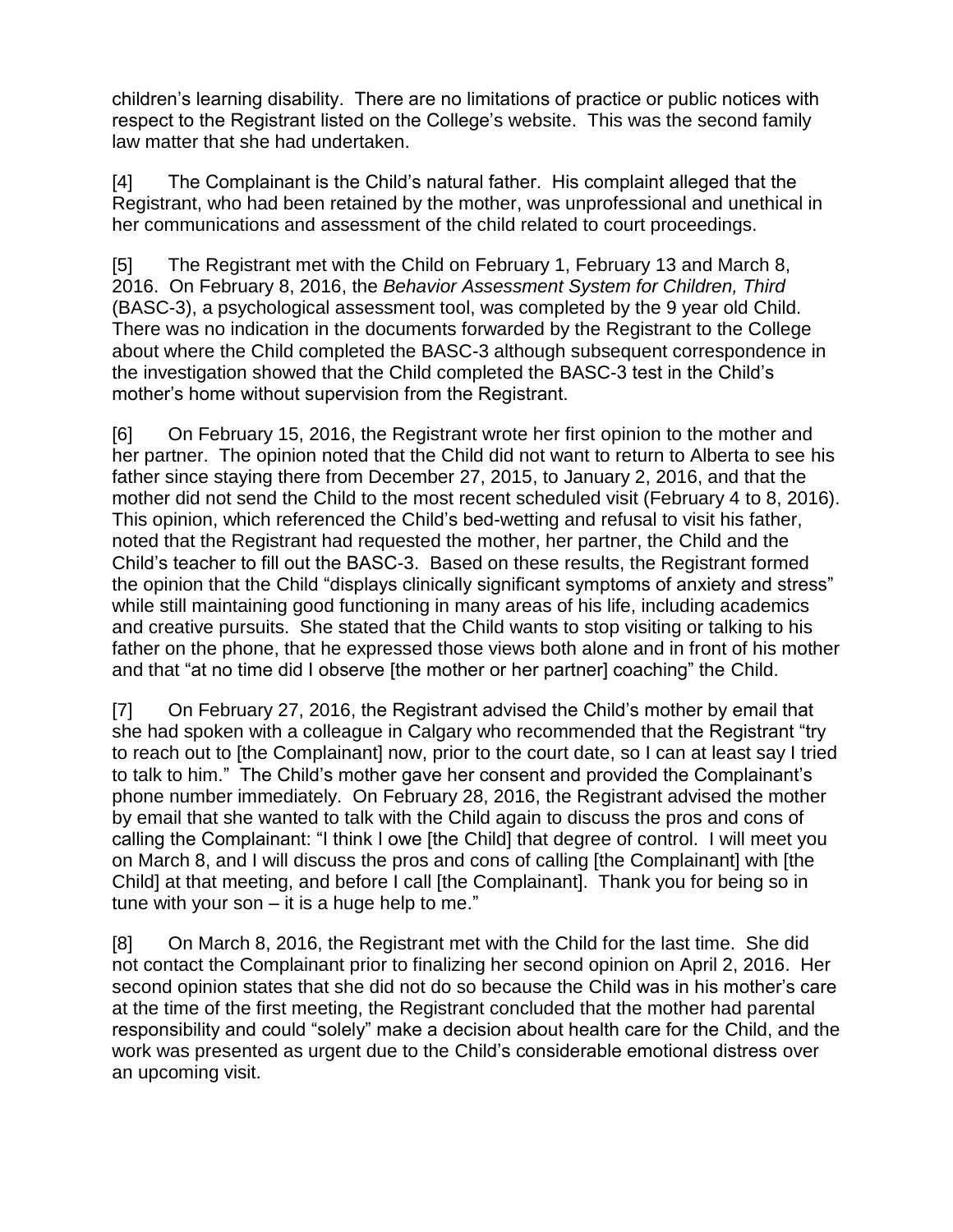children's learning disability. There are no limitations of practice or public notices with respect to the Registrant listed on the College's website. This was the second family law matter that she had undertaken.

[4] The Complainant is the Child's natural father. His complaint alleged that the Registrant, who had been retained by the mother, was unprofessional and unethical in her communications and assessment of the child related to court proceedings.

[5] The Registrant met with the Child on February 1, February 13 and March 8, 2016. On February 8, 2016, the *Behavior Assessment System for Children, Third* (BASC-3), a psychological assessment tool, was completed by the 9 year old Child. There was no indication in the documents forwarded by the Registrant to the College about where the Child completed the BASC-3 although subsequent correspondence in the investigation showed that the Child completed the BASC-3 test in the Child's mother's home without supervision from the Registrant.

[6] On February 15, 2016, the Registrant wrote her first opinion to the mother and her partner. The opinion noted that the Child did not want to return to Alberta to see his father since staying there from December 27, 2015, to January 2, 2016, and that the mother did not send the Child to the most recent scheduled visit (February 4 to 8, 2016). This opinion, which referenced the Child's bed-wetting and refusal to visit his father, noted that the Registrant had requested the mother, her partner, the Child and the Child's teacher to fill out the BASC-3. Based on these results, the Registrant formed the opinion that the Child "displays clinically significant symptoms of anxiety and stress" while still maintaining good functioning in many areas of his life, including academics and creative pursuits. She stated that the Child wants to stop visiting or talking to his father on the phone, that he expressed those views both alone and in front of his mother and that "at no time did I observe [the mother or her partner] coaching" the Child.

[7] On February 27, 2016, the Registrant advised the Child's mother by email that she had spoken with a colleague in Calgary who recommended that the Registrant "try to reach out to [the Complainant] now, prior to the court date, so I can at least say I tried to talk to him." The Child's mother gave her consent and provided the Complainant's phone number immediately. On February 28, 2016, the Registrant advised the mother by email that she wanted to talk with the Child again to discuss the pros and cons of calling the Complainant: "I think I owe [the Child] that degree of control. I will meet you on March 8, and I will discuss the pros and cons of calling [the Complainant] with [the Child] at that meeting, and before I call [the Complainant]. Thank you for being so in tune with your son – it is a huge help to me."

[8] On March 8, 2016, the Registrant met with the Child for the last time. She did not contact the Complainant prior to finalizing her second opinion on April 2, 2016. Her second opinion states that she did not do so because the Child was in his mother's care at the time of the first meeting, the Registrant concluded that the mother had parental responsibility and could "solely" make a decision about health care for the Child, and the work was presented as urgent due to the Child's considerable emotional distress over an upcoming visit.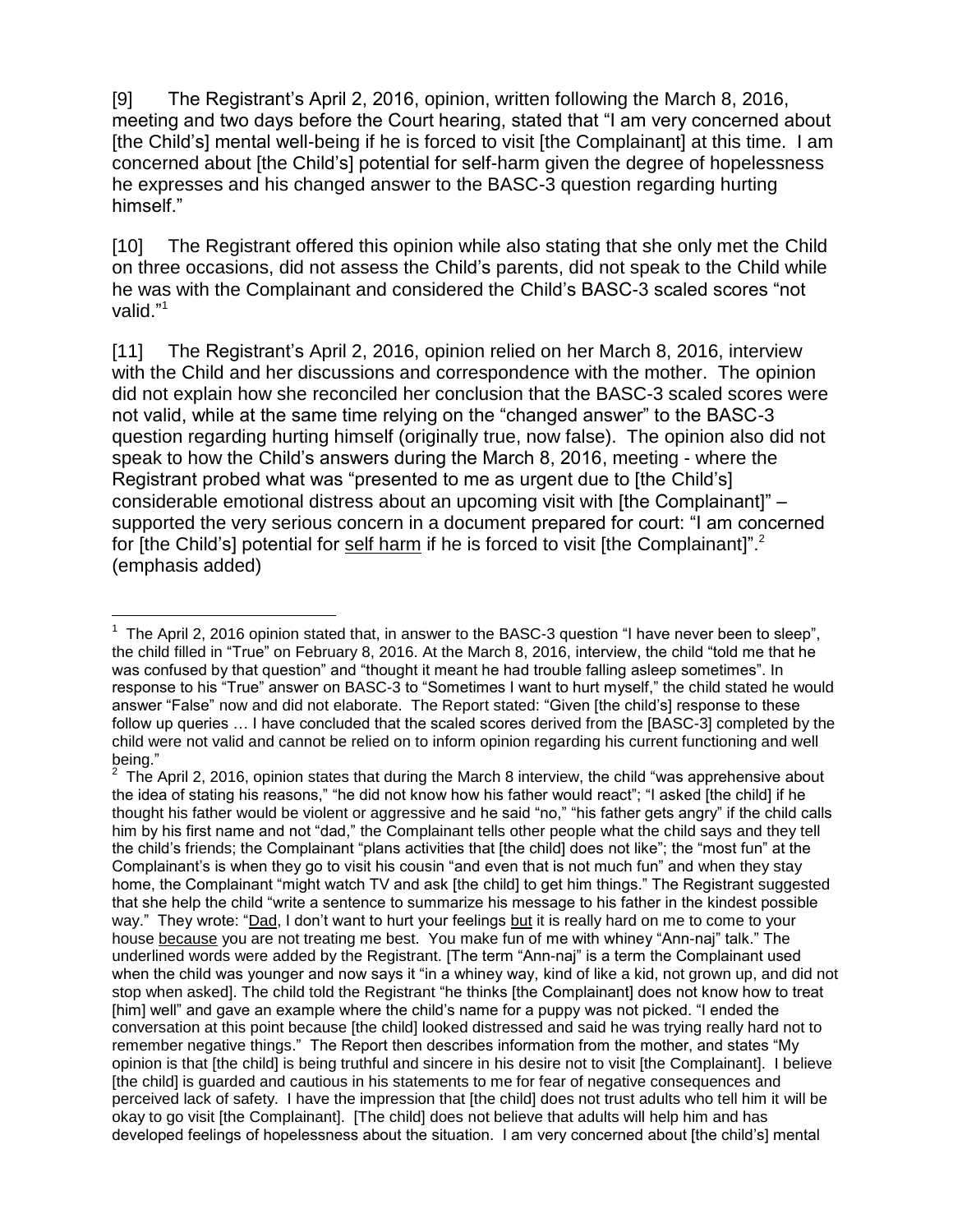[9] The Registrant's April 2, 2016, opinion, written following the March 8, 2016, meeting and two days before the Court hearing, stated that "I am very concerned about [the Child's] mental well-being if he is forced to visit [the Complainant] at this time. I am concerned about [the Child's] potential for self-harm given the degree of hopelessness he expresses and his changed answer to the BASC-3 question regarding hurting himself."

[10] The Registrant offered this opinion while also stating that she only met the Child on three occasions, did not assess the Child's parents, did not speak to the Child while he was with the Complainant and considered the Child's BASC-3 scaled scores "not valid."[1]

[11] The Registrant's April 2, 2016, opinion relied on her March 8, 2016, interview with the Child and her discussions and correspondence with the mother. The opinion did not explain how she reconciled her conclusion that the BASC-3 scaled scores were not valid, while at the same time relying on the "changed answer" to the BASC-3 question regarding hurting himself (originally true, now false). The opinion also did not speak to how the Child's answers during the March 8, 2016, meeting - where the Registrant probed what was "presented to me as urgent due to [the Child's] considerable emotional distress about an upcoming visit with [the Complainant]" – supported the very serious concern in a document prepared for court: "I am concerned for [the Child's] potential for <u>self harm</u> if he is forced to visit [the Complainant]".[2] (emphasis added)

---

[1] The April 2, 2016 opinion stated that, in answer to the BASC-3 question "I have never been to sleep", the child filled in "True" on February 8, 2016. At the March 8, 2016, interview, the child "told me that he was confused by that question" and "thought it meant he had trouble falling asleep sometimes". In response to his "True" answer on BASC-3 to "Sometimes I want to hurt myself," the child stated he would answer "False" now and did not elaborate. The Report stated: "Given [the child's] response to these follow up queries … I have concluded that the scaled scores derived from the [BASC-3] completed by the child were not valid and cannot be relied on to inform opinion regarding his current functioning and well being."

[2] The April 2, 2016, opinion states that during the March 8 interview, the child "was apprehensive about the idea of stating his reasons," "he did not know how his father would react"; "I asked [the child] if he thought his father would be violent or aggressive and he said "no," "his father gets angry" if the child calls him by his first name and not "dad," the Complainant tells other people what the child says and they tell the child's friends; the Complainant "plans activities that [the child] does not like"; the "most fun" at the Complainant's is when they go to visit his cousin "and even that is not much fun" and when they stay home, the Complainant "might watch TV and ask [the child] to get him things." The Registrant suggested that she help the child "write a sentence to summarize his message to his father in the kindest possible way." They wrote: "<u>Dad</u>, I don't want to hurt your feelings <u>but</u> it is really hard on me to come to your house <u>because</u> you are not treating me best. You make fun of me with whiney "Ann-naj" talk." The underlined words were added by the Registrant. [The term "Ann-naj" is a term the Complainant used when the child was younger and now says it "in a whiney way, kind of like a kid, not grown up, and did not stop when asked]. The child told the Registrant "he thinks [the Complainant] does not know how to treat [him] well" and gave an example where the child's name for a puppy was not picked. "I ended the conversation at this point because [the child] looked distressed and said he was trying really hard not to remember negative things." The Report then describes information from the mother, and states "My opinion is that [the child] is being truthful and sincere in his desire not to visit [the Complainant]. I believe [the child] is guarded and cautious in his statements to me for fear of negative consequences and perceived lack of safety. I have the impression that [the child] does not trust adults who tell him it will be okay to go visit [the Complainant]. [The child] does not believe that adults will help him and has developed feelings of hopelessness about the situation. I am very concerned about [the child's] mental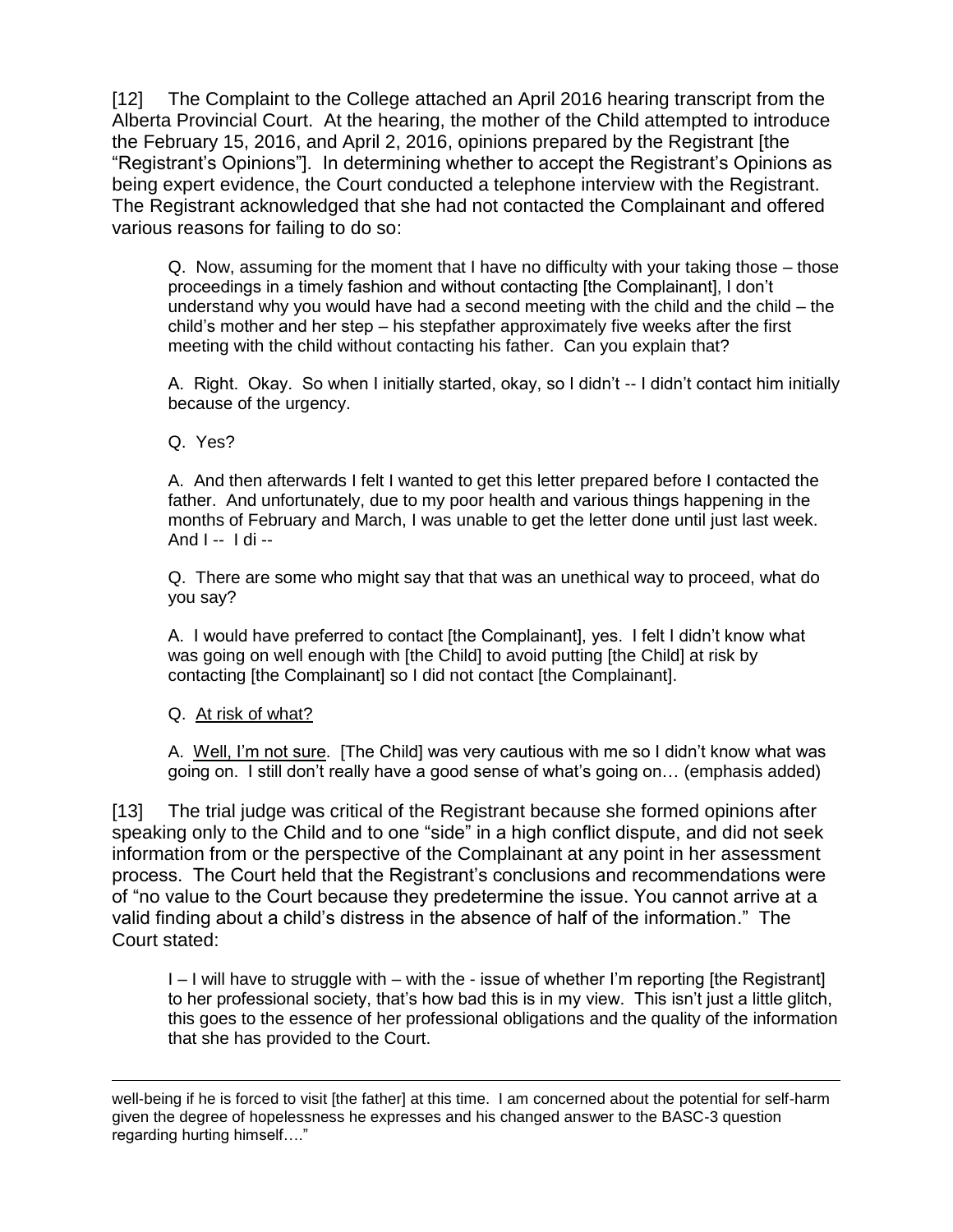[12] The Complaint to the College attached an April 2016 hearing transcript from the Alberta Provincial Court. At the hearing, the mother of the Child attempted to introduce the February 15, 2016, and April 2, 2016, opinions prepared by the Registrant [the "Registrant's Opinions"]. In determining whether to accept the Registrant's Opinions as being expert evidence, the Court conducted a telephone interview with the Registrant. The Registrant acknowledged that she had not contacted the Complainant and offered various reasons for failing to do so:

> Q. Now, assuming for the moment that I have no difficulty with your taking those – those proceedings in a timely fashion and without contacting [the Complainant], I don't understand why you would have had a second meeting with the child and the child – the child's mother and her step – his stepfather approximately five weeks after the first meeting with the child without contacting his father. Can you explain that?
>
> A. Right. Okay. So when I initially started, okay, so I didn't -- I didn't contact him initially because of the urgency.
>
> Q. Yes?
>
> A. And then afterwards I felt I wanted to get this letter prepared before I contacted the father. And unfortunately, due to my poor health and various things happening in the months of February and March, I was unable to get the letter done until just last week. And I -- I di --
>
> Q. There are some who might say that that was an unethical way to proceed, what do you say?
>
> A. I would have preferred to contact [the Complainant], yes. I felt I didn't know what was going on well enough with [the Child] to avoid putting [the Child] at risk by contacting [the Complainant] so I did not contact [the Complainant].
>
> Q. <u>At risk of what?</u>
>
> A. <u>Well, I'm not sure</u>. [The Child] was very cautious with me so I didn't know what was going on. I still don't really have a good sense of what's going on… (emphasis added)

[13] The trial judge was critical of the Registrant because she formed opinions after speaking only to the Child and to one "side" in a high conflict dispute, and did not seek information from or the perspective of the Complainant at any point in her assessment process. The Court held that the Registrant's conclusions and recommendations were of "no value to the Court because they predetermine the issue. You cannot arrive at a valid finding about a child's distress in the absence of half of the information." The Court stated:

> I – I will have to struggle with – with the - issue of whether I'm reporting [the Registrant] to her professional society, that's how bad this is in my view. This isn't just a little glitch, this goes to the essence of her professional obligations and the quality of the information that she has provided to the Court.

---

well-being if he is forced to visit [the father] at this time. I am concerned about the potential for self-harm given the degree of hopelessness he expresses and his changed answer to the BASC-3 question regarding hurting himself…."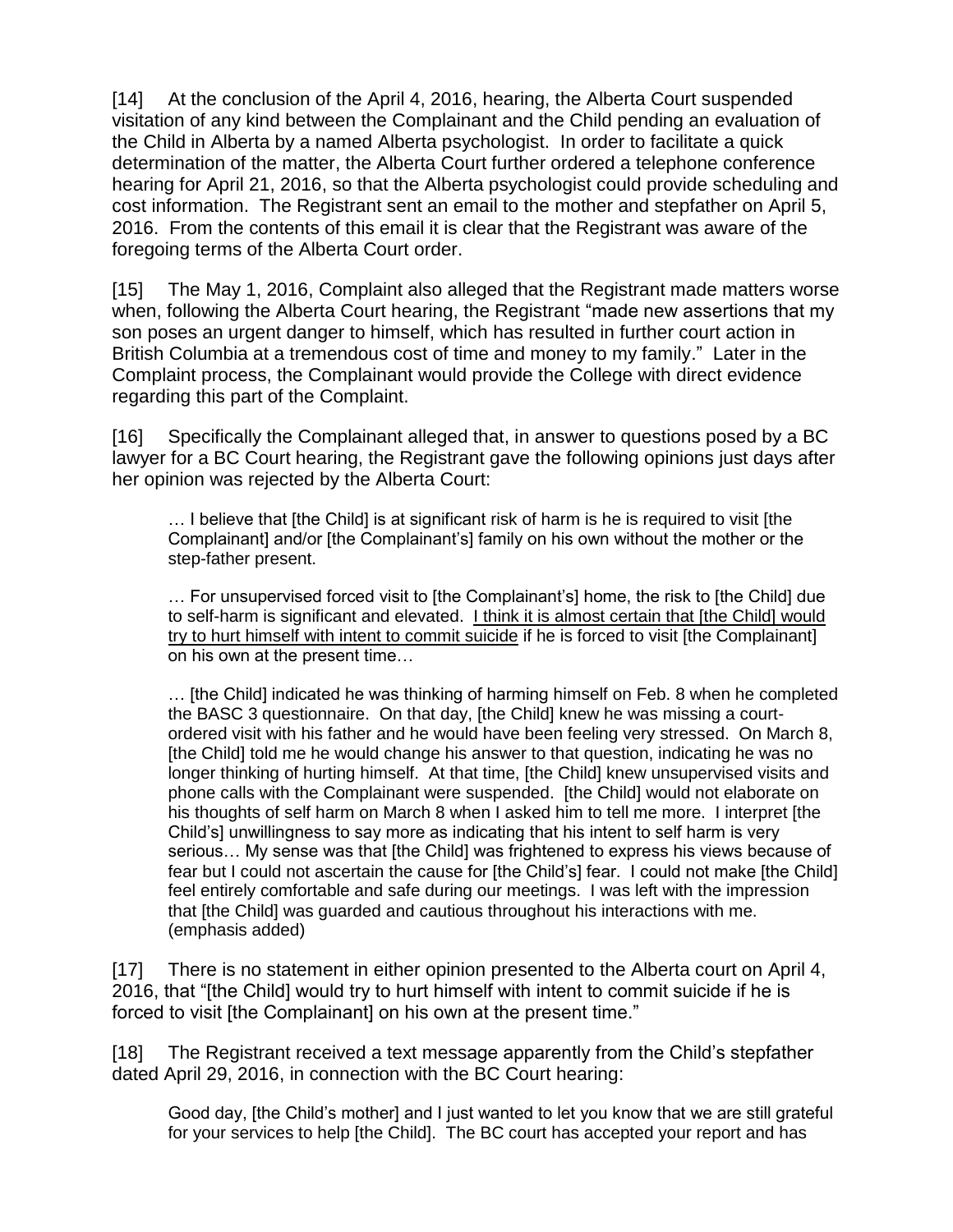[14] At the conclusion of the April 4, 2016, hearing, the Alberta Court suspended visitation of any kind between the Complainant and the Child pending an evaluation of the Child in Alberta by a named Alberta psychologist. In order to facilitate a quick determination of the matter, the Alberta Court further ordered a telephone conference hearing for April 21, 2016, so that the Alberta psychologist could provide scheduling and cost information. The Registrant sent an email to the mother and stepfather on April 5, 2016. From the contents of this email it is clear that the Registrant was aware of the foregoing terms of the Alberta Court order.

[15] The May 1, 2016, Complaint also alleged that the Registrant made matters worse when, following the Alberta Court hearing, the Registrant "made new assertions that my son poses an urgent danger to himself, which has resulted in further court action in British Columbia at a tremendous cost of time and money to my family." Later in the Complaint process, the Complainant would provide the College with direct evidence regarding this part of the Complaint.

[16] Specifically the Complainant alleged that, in answer to questions posed by a BC lawyer for a BC Court hearing, the Registrant gave the following opinions just days after her opinion was rejected by the Alberta Court:

> … I believe that [the Child] is at significant risk of harm is he is required to visit [the Complainant] and/or [the Complainant's] family on his own without the mother or the step-father present.
>
> … For unsupervised forced visit to [the Complainant's] home, the risk to [the Child] due to self-harm is significant and elevated. <u>I think it is almost certain that [the Child] would try to hurt himself with intent to commit suicide</u> if he is forced to visit [the Complainant] on his own at the present time…
>
> … [the Child] indicated he was thinking of harming himself on Feb. 8 when he completed the BASC 3 questionnaire. On that day, [the Child] knew he was missing a court-ordered visit with his father and he would have been feeling very stressed. On March 8, [the Child] told me he would change his answer to that question, indicating he was no longer thinking of hurting himself. At that time, [the Child] knew unsupervised visits and phone calls with the Complainant were suspended. [the Child] would not elaborate on his thoughts of self harm on March 8 when I asked him to tell me more. I interpret [the Child's] unwillingness to say more as indicating that his intent to self harm is very serious… My sense was that [the Child] was frightened to express his views because of fear but I could not ascertain the cause for [the Child's] fear. I could not make [the Child] feel entirely comfortable and safe during our meetings. I was left with the impression that [the Child] was guarded and cautious throughout his interactions with me. (emphasis added)

[17] There is no statement in either opinion presented to the Alberta court on April 4, 2016, that "[the Child] would try to hurt himself with intent to commit suicide if he is forced to visit [the Complainant] on his own at the present time."

[18] The Registrant received a text message apparently from the Child's stepfather dated April 29, 2016, in connection with the BC Court hearing:

> Good day, [the Child's mother] and I just wanted to let you know that we are still grateful for your services to help [the Child]. The BC court has accepted your report and has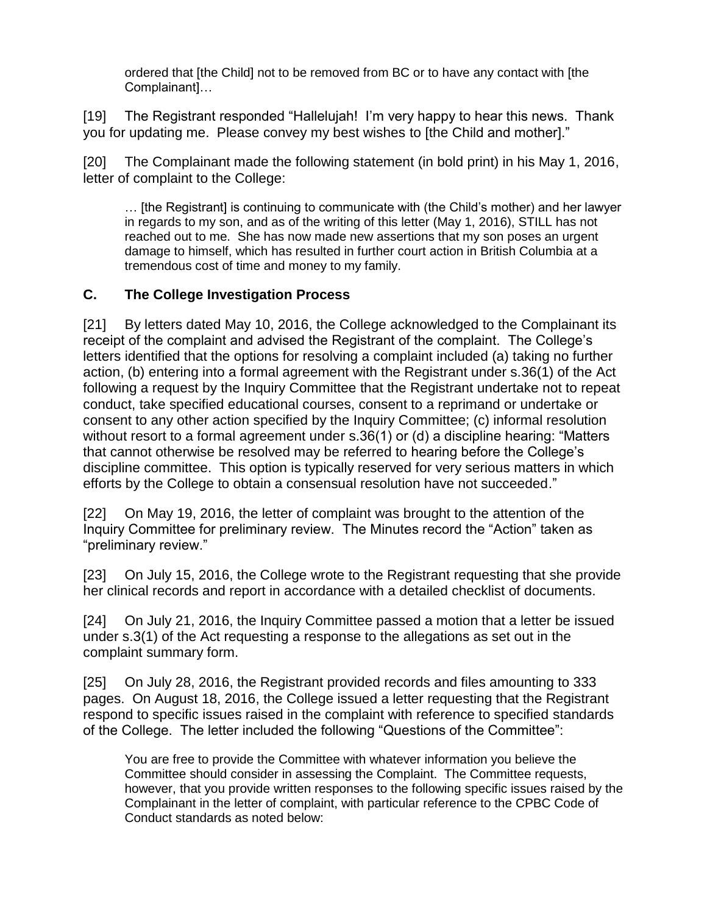> ordered that [the Child] not to be removed from BC or to have any contact with [the Complainant]…

[19] The Registrant responded "Hallelujah! I'm very happy to hear this news. Thank you for updating me. Please convey my best wishes to [the Child and mother]."

[20] The Complainant made the following statement (in bold print) in his May 1, 2016, letter of complaint to the College:

> … [the Registrant] is continuing to communicate with (the Child's mother) and her lawyer in regards to my son, and as of the writing of this letter (May 1, 2016), STILL has not reached out to me. She has now made new assertions that my son poses an urgent damage to himself, which has resulted in further court action in British Columbia at a tremendous cost of time and money to my family.

## C. The College Investigation Process

[21] By letters dated May 10, 2016, the College acknowledged to the Complainant its receipt of the complaint and advised the Registrant of the complaint. The College's letters identified that the options for resolving a complaint included (a) taking no further action, (b) entering into a formal agreement with the Registrant under s.36(1) of the Act following a request by the Inquiry Committee that the Registrant undertake not to repeat conduct, take specified educational courses, consent to a reprimand or undertake or consent to any other action specified by the Inquiry Committee; (c) informal resolution without resort to a formal agreement under s.36(1) or (d) a discipline hearing: "Matters that cannot otherwise be resolved may be referred to hearing before the College's discipline committee. This option is typically reserved for very serious matters in which efforts by the College to obtain a consensual resolution have not succeeded."

[22] On May 19, 2016, the letter of complaint was brought to the attention of the Inquiry Committee for preliminary review. The Minutes record the "Action" taken as "preliminary review."

[23] On July 15, 2016, the College wrote to the Registrant requesting that she provide her clinical records and report in accordance with a detailed checklist of documents.

[24] On July 21, 2016, the Inquiry Committee passed a motion that a letter be issued under s.3(1) of the Act requesting a response to the allegations as set out in the complaint summary form.

[25] On July 28, 2016, the Registrant provided records and files amounting to 333 pages. On August 18, 2016, the College issued a letter requesting that the Registrant respond to specific issues raised in the complaint with reference to specified standards of the College. The letter included the following "Questions of the Committee":

> You are free to provide the Committee with whatever information you believe the Committee should consider in assessing the Complaint. The Committee requests, however, that you provide written responses to the following specific issues raised by the Complainant in the letter of complaint, with particular reference to the CPBC Code of Conduct standards as noted below: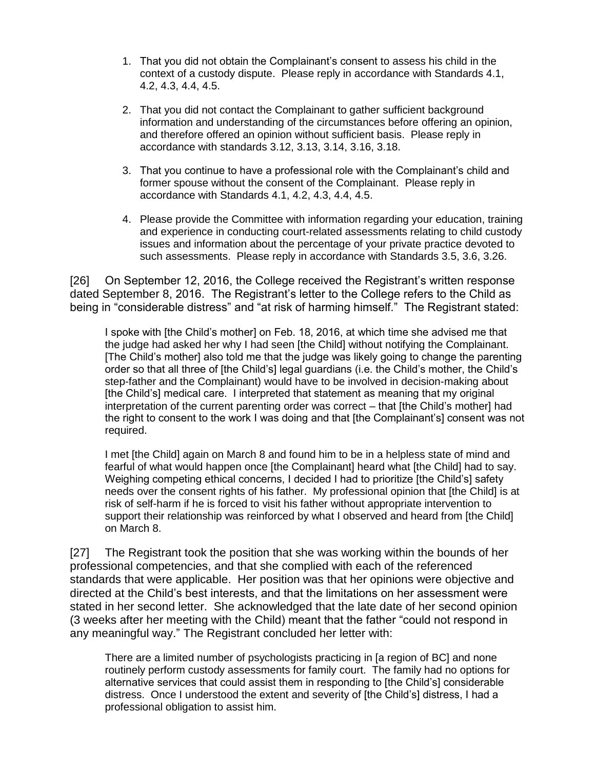1. That you did not obtain the Complainant's consent to assess his child in the context of a custody dispute. Please reply in accordance with Standards 4.1, 4.2, 4.3, 4.4, 4.5.

2. That you did not contact the Complainant to gather sufficient background information and understanding of the circumstances before offering an opinion, and therefore offered an opinion without sufficient basis. Please reply in accordance with standards 3.12, 3.13, 3.14, 3.16, 3.18.

3. That you continue to have a professional role with the Complainant's child and former spouse without the consent of the Complainant. Please reply in accordance with Standards 4.1, 4.2, 4.3, 4.4, 4.5.

4. Please provide the Committee with information regarding your education, training and experience in conducting court-related assessments relating to child custody issues and information about the percentage of your private practice devoted to such assessments. Please reply in accordance with Standards 3.5, 3.6, 3.26.

[26] On September 12, 2016, the College received the Registrant's written response dated September 8, 2016. The Registrant's letter to the College refers to the Child as being in "considerable distress" and "at risk of harming himself." The Registrant stated:

> I spoke with [the Child's mother] on Feb. 18, 2016, at which time she advised me that the judge had asked her why I had seen [the Child] without notifying the Complainant. [The Child's mother] also told me that the judge was likely going to change the parenting order so that all three of [the Child's] legal guardians (i.e. the Child's mother, the Child's step-father and the Complainant) would have to be involved in decision-making about [the Child's] medical care. I interpreted that statement as meaning that my original interpretation of the current parenting order was correct – that [the Child's mother] had the right to consent to the work I was doing and that [the Complainant's] consent was not required.
>
> I met [the Child] again on March 8 and found him to be in a helpless state of mind and fearful of what would happen once [the Complainant] heard what [the Child] had to say. Weighing competing ethical concerns, I decided I had to prioritize [the Child's] safety needs over the consent rights of his father. My professional opinion that [the Child] is at risk of self-harm if he is forced to visit his father without appropriate intervention to support their relationship was reinforced by what I observed and heard from [the Child] on March 8.

[27] The Registrant took the position that she was working within the bounds of her professional competencies, and that she complied with each of the referenced standards that were applicable. Her position was that her opinions were objective and directed at the Child's best interests, and that the limitations on her assessment were stated in her second letter. She acknowledged that the late date of her second opinion (3 weeks after her meeting with the Child) meant that the father "could not respond in any meaningful way." The Registrant concluded her letter with:

> There are a limited number of psychologists practicing in [a region of BC] and none routinely perform custody assessments for family court. The family had no options for alternative services that could assist them in responding to [the Child's] considerable distress. Once I understood the extent and severity of [the Child's] distress, I had a professional obligation to assist him.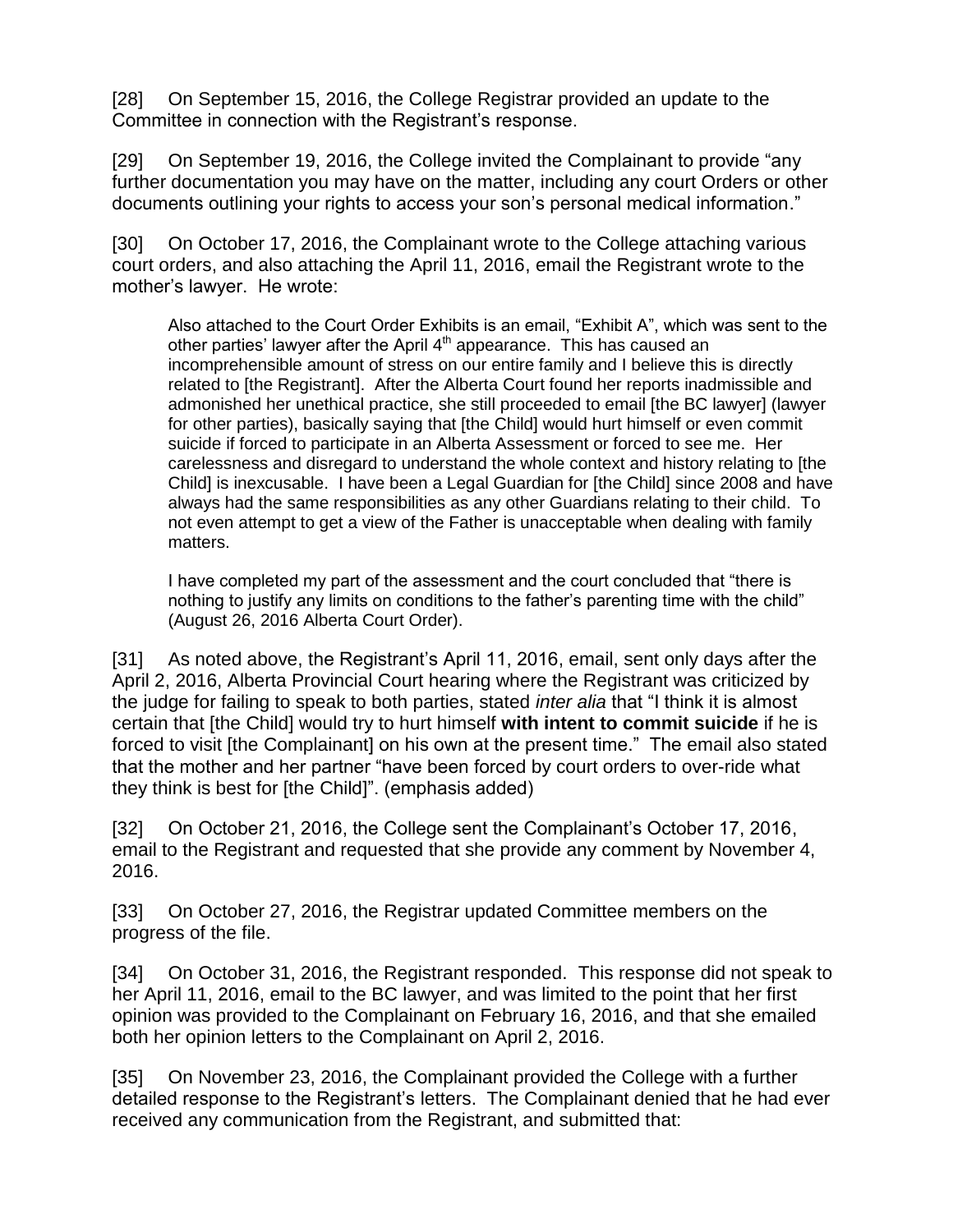[28] On September 15, 2016, the College Registrar provided an update to the Committee in connection with the Registrant's response.

[29] On September 19, 2016, the College invited the Complainant to provide "any further documentation you may have on the matter, including any court Orders or other documents outlining your rights to access your son's personal medical information."

[30] On October 17, 2016, the Complainant wrote to the College attaching various court orders, and also attaching the April 11, 2016, email the Registrant wrote to the mother's lawyer. He wrote:

> Also attached to the Court Order Exhibits is an email, "Exhibit A", which was sent to the other parties' lawyer after the April 4th appearance. This has caused an incomprehensible amount of stress on our entire family and I believe this is directly related to [the Registrant]. After the Alberta Court found her reports inadmissible and admonished her unethical practice, she still proceeded to email [the BC lawyer] (lawyer for other parties), basically saying that [the Child] would hurt himself or even commit suicide if forced to participate in an Alberta Assessment or forced to see me. Her carelessness and disregard to understand the whole context and history relating to [the Child] is inexcusable. I have been a Legal Guardian for [the Child] since 2008 and have always had the same responsibilities as any other Guardians relating to their child. To not even attempt to get a view of the Father is unacceptable when dealing with family matters.
>
> I have completed my part of the assessment and the court concluded that "there is nothing to justify any limits on conditions to the father's parenting time with the child" (August 26, 2016 Alberta Court Order).

[31] As noted above, the Registrant's April 11, 2016, email, sent only days after the April 2, 2016, Alberta Provincial Court hearing where the Registrant was criticized by the judge for failing to speak to both parties, stated *inter alia* that "I think it is almost certain that [the Child] would try to hurt himself **with intent to commit suicide** if he is forced to visit [the Complainant] on his own at the present time." The email also stated that the mother and her partner "have been forced by court orders to over-ride what they think is best for [the Child]". (emphasis added)

[32] On October 21, 2016, the College sent the Complainant's October 17, 2016, email to the Registrant and requested that she provide any comment by November 4, 2016.

[33] On October 27, 2016, the Registrar updated Committee members on the progress of the file.

[34] On October 31, 2016, the Registrant responded. This response did not speak to her April 11, 2016, email to the BC lawyer, and was limited to the point that her first opinion was provided to the Complainant on February 16, 2016, and that she emailed both her opinion letters to the Complainant on April 2, 2016.

[35] On November 23, 2016, the Complainant provided the College with a further detailed response to the Registrant's letters. The Complainant denied that he had ever received any communication from the Registrant, and submitted that: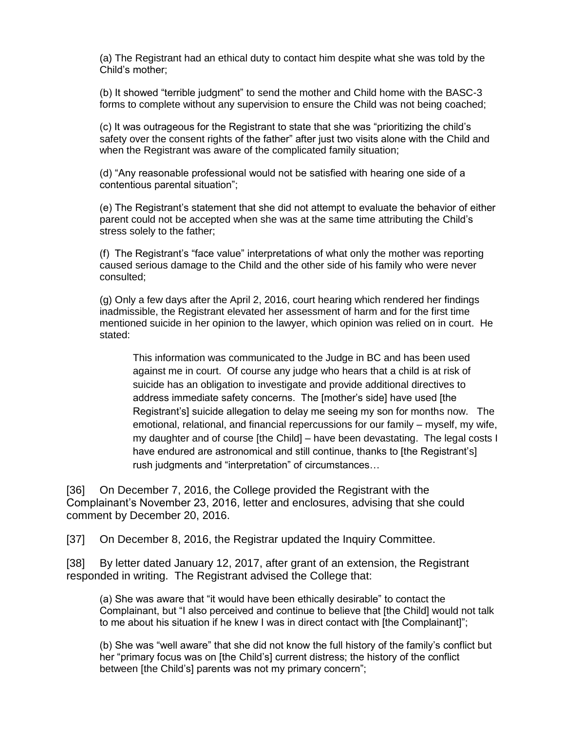(a) The Registrant had an ethical duty to contact him despite what she was told by the Child's mother;

(b) It showed "terrible judgment" to send the mother and Child home with the BASC-3 forms to complete without any supervision to ensure the Child was not being coached;

(c) It was outrageous for the Registrant to state that she was "prioritizing the child's safety over the consent rights of the father" after just two visits alone with the Child and when the Registrant was aware of the complicated family situation;

(d) "Any reasonable professional would not be satisfied with hearing one side of a contentious parental situation";

(e) The Registrant's statement that she did not attempt to evaluate the behavior of either parent could not be accepted when she was at the same time attributing the Child's stress solely to the father;

(f) The Registrant's "face value" interpretations of what only the mother was reporting caused serious damage to the Child and the other side of his family who were never consulted;

(g) Only a few days after the April 2, 2016, court hearing which rendered her findings inadmissible, the Registrant elevated her assessment of harm and for the first time mentioned suicide in her opinion to the lawyer, which opinion was relied on in court. He stated:

> This information was communicated to the Judge in BC and has been used against me in court. Of course any judge who hears that a child is at risk of suicide has an obligation to investigate and provide additional directives to address immediate safety concerns. The [mother's side] have used [the Registrant's] suicide allegation to delay me seeing my son for months now. The emotional, relational, and financial repercussions for our family – myself, my wife, my daughter and of course [the Child] – have been devastating. The legal costs I have endured are astronomical and still continue, thanks to [the Registrant's] rush judgments and "interpretation" of circumstances…

[36] On December 7, 2016, the College provided the Registrant with the Complainant's November 23, 2016, letter and enclosures, advising that she could comment by December 20, 2016.

[37] On December 8, 2016, the Registrar updated the Inquiry Committee.

[38] By letter dated January 12, 2017, after grant of an extension, the Registrant responded in writing. The Registrant advised the College that:

(a) She was aware that "it would have been ethically desirable" to contact the Complainant, but "I also perceived and continue to believe that [the Child] would not talk to me about his situation if he knew I was in direct contact with [the Complainant]";

(b) She was "well aware" that she did not know the full history of the family's conflict but her "primary focus was on [the Child's] current distress; the history of the conflict between [the Child's] parents was not my primary concern";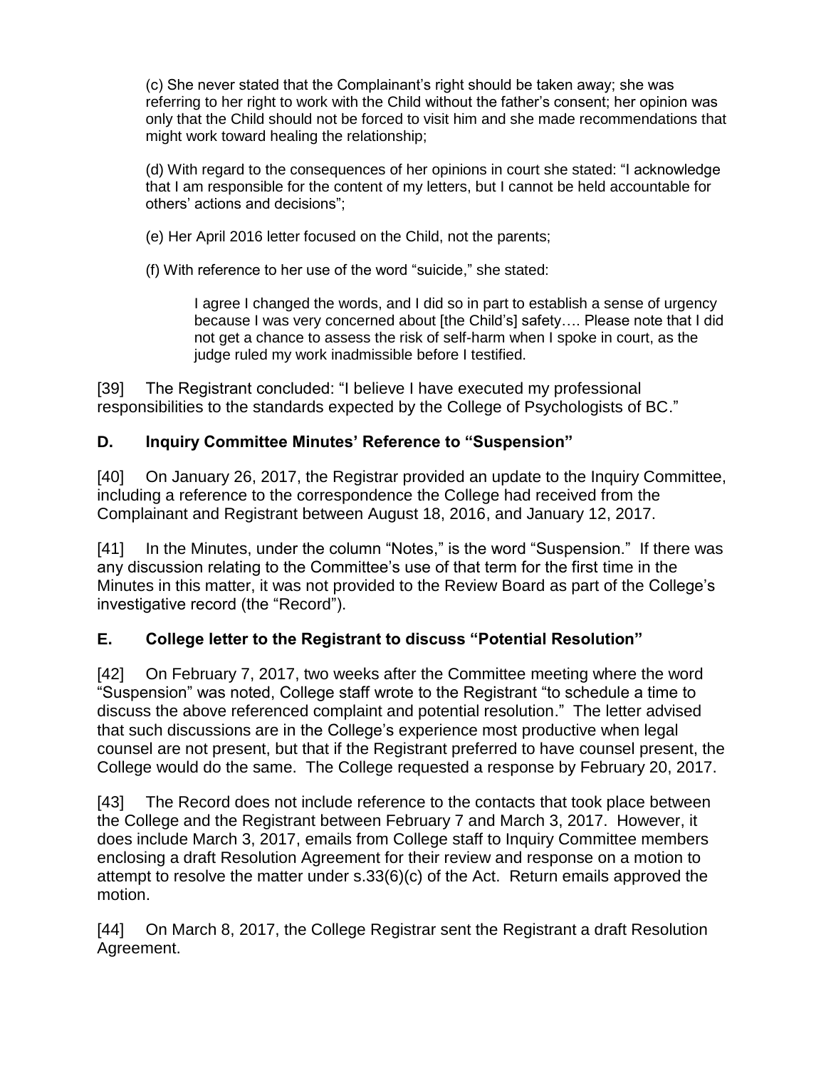(c) She never stated that the Complainant's right should be taken away; she was referring to her right to work with the Child without the father's consent; her opinion was only that the Child should not be forced to visit him and she made recommendations that might work toward healing the relationship;

(d) With regard to the consequences of her opinions in court she stated: "I acknowledge that I am responsible for the content of my letters, but I cannot be held accountable for others' actions and decisions";

(e) Her April 2016 letter focused on the Child, not the parents;

(f) With reference to her use of the word "suicide," she stated:

> I agree I changed the words, and I did so in part to establish a sense of urgency because I was very concerned about [the Child's] safety…. Please note that I did not get a chance to assess the risk of self-harm when I spoke in court, as the judge ruled my work inadmissible before I testified.

[39] The Registrant concluded: "I believe I have executed my professional responsibilities to the standards expected by the College of Psychologists of BC."

## D. Inquiry Committee Minutes' Reference to "Suspension"

[40] On January 26, 2017, the Registrar provided an update to the Inquiry Committee, including a reference to the correspondence the College had received from the Complainant and Registrant between August 18, 2016, and January 12, 2017.

[41] In the Minutes, under the column "Notes," is the word "Suspension." If there was any discussion relating to the Committee's use of that term for the first time in the Minutes in this matter, it was not provided to the Review Board as part of the College's investigative record (the "Record").

## E. College letter to the Registrant to discuss "Potential Resolution"

[42] On February 7, 2017, two weeks after the Committee meeting where the word "Suspension" was noted, College staff wrote to the Registrant "to schedule a time to discuss the above referenced complaint and potential resolution." The letter advised that such discussions are in the College's experience most productive when legal counsel are not present, but that if the Registrant preferred to have counsel present, the College would do the same. The College requested a response by February 20, 2017.

[43] The Record does not include reference to the contacts that took place between the College and the Registrant between February 7 and March 3, 2017. However, it does include March 3, 2017, emails from College staff to Inquiry Committee members enclosing a draft Resolution Agreement for their review and response on a motion to attempt to resolve the matter under s.33(6)(c) of the Act. Return emails approved the motion.

[44] On March 8, 2017, the College Registrar sent the Registrant a draft Resolution Agreement.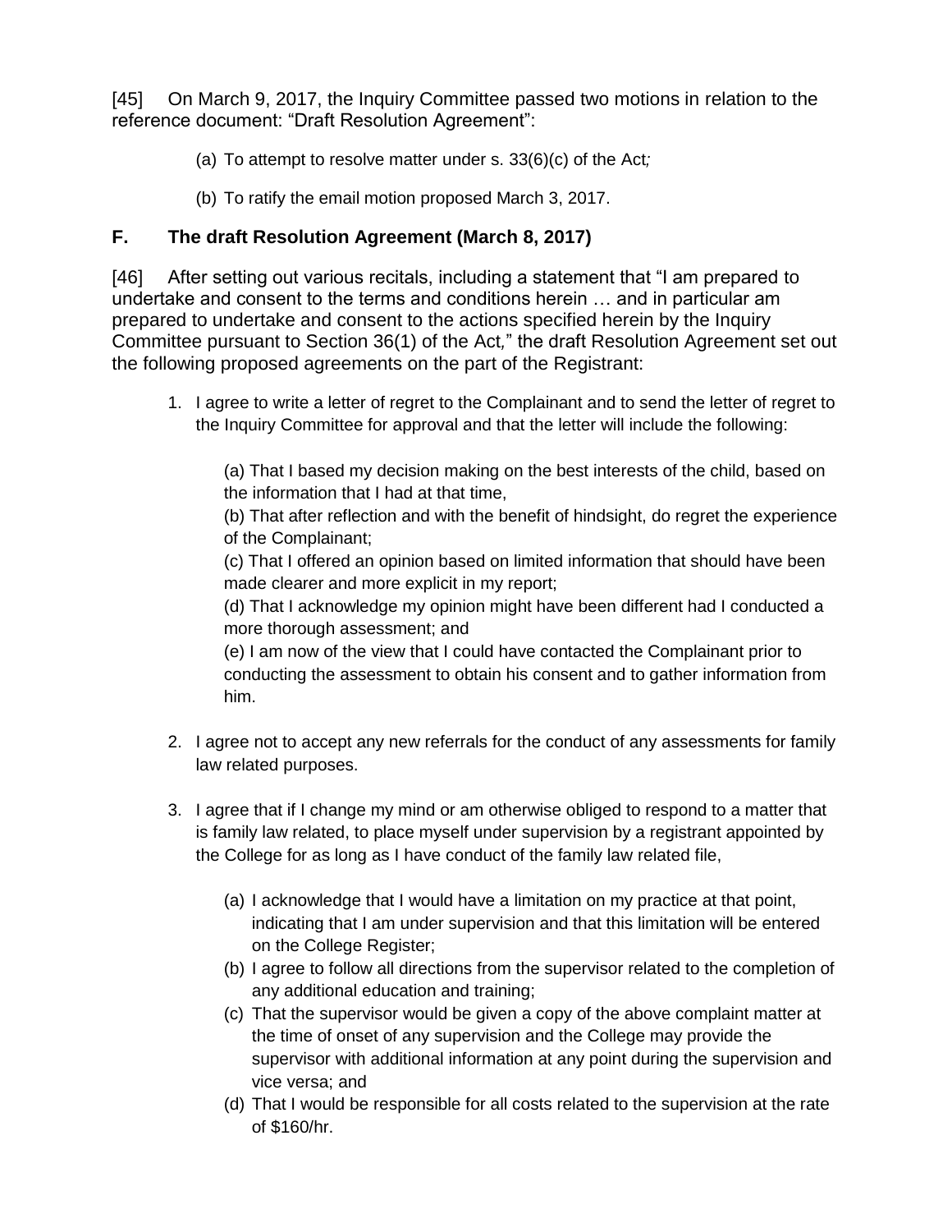[45] On March 9, 2017, the Inquiry Committee passed two motions in relation to the reference document: "Draft Resolution Agreement":

(a) To attempt to resolve matter under s. 33(6)(c) of the *Act;*

(b) To ratify the email motion proposed March 3, 2017.

## F. The draft Resolution Agreement (March 8, 2017)

[46] After setting out various recitals, including a statement that "I am prepared to undertake and consent to the terms and conditions herein … and in particular am prepared to undertake and consent to the actions specified herein by the Inquiry Committee pursuant to Section 36(1) of the *Act*," the draft Resolution Agreement set out the following proposed agreements on the part of the Registrant:

1. I agree to write a letter of regret to the Complainant and to send the letter of regret to the Inquiry Committee for approval and that the letter will include the following:

   (a) That I based my decision making on the best interests of the child, based on the information that I had at that time,
   (b) That after reflection and with the benefit of hindsight, do regret the experience of the Complainant;
   (c) That I offered an opinion based on limited information that should have been made clearer and more explicit in my report;
   (d) That I acknowledge my opinion might have been different had I conducted a more thorough assessment; and
   (e) I am now of the view that I could have contacted the Complainant prior to conducting the assessment to obtain his consent and to gather information from him.

2. I agree not to accept any new referrals for the conduct of any assessments for family law related purposes.

3. I agree that if I change my mind or am otherwise obliged to respond to a matter that is family law related, to place myself under supervision by a registrant appointed by the College for as long as I have conduct of the family law related file,

   (a) I acknowledge that I would have a limitation on my practice at that point, indicating that I am under supervision and that this limitation will be entered on the College Register;
   (b) I agree to follow all directions from the supervisor related to the completion of any additional education and training;
   (c) That the supervisor would be given a copy of the above complaint matter at the time of onset of any supervision and the College may provide the supervisor with additional information at any point during the supervision and vice versa; and
   (d) That I would be responsible for all costs related to the supervision at the rate of $160/hr.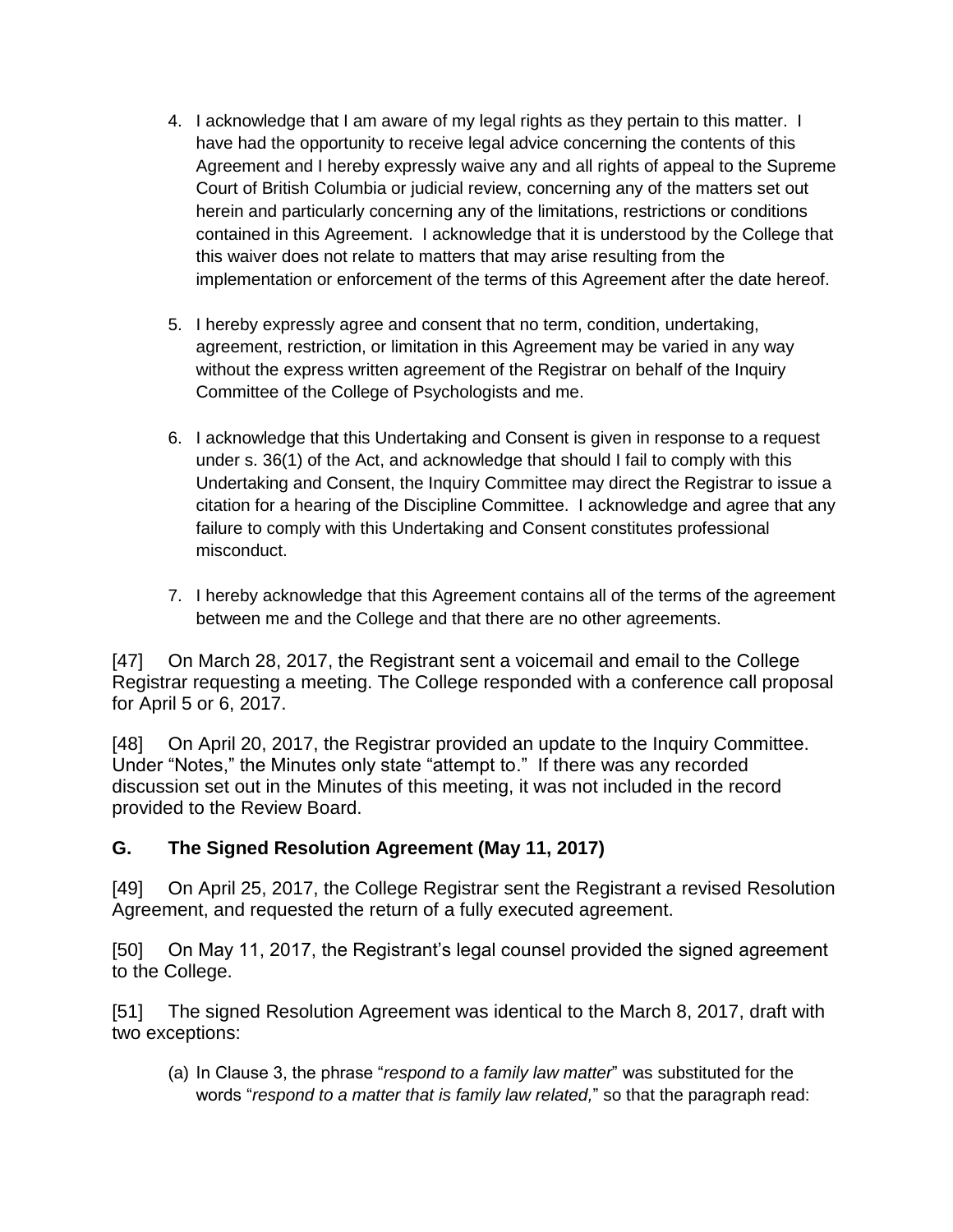4. I acknowledge that I am aware of my legal rights as they pertain to this matter. I have had the opportunity to receive legal advice concerning the contents of this Agreement and I hereby expressly waive any and all rights of appeal to the Supreme Court of British Columbia or judicial review, concerning any of the matters set out herein and particularly concerning any of the limitations, restrictions or conditions contained in this Agreement. I acknowledge that it is understood by the College that this waiver does not relate to matters that may arise resulting from the implementation or enforcement of the terms of this Agreement after the date hereof.

5. I hereby expressly agree and consent that no term, condition, undertaking, agreement, restriction, or limitation in this Agreement may be varied in any way without the express written agreement of the Registrar on behalf of the Inquiry Committee of the College of Psychologists and me.

6. I acknowledge that this Undertaking and Consent is given in response to a request under s. 36(1) of the Act, and acknowledge that should I fail to comply with this Undertaking and Consent, the Inquiry Committee may direct the Registrar to issue a citation for a hearing of the Discipline Committee. I acknowledge and agree that any failure to comply with this Undertaking and Consent constitutes professional misconduct.

7. I hereby acknowledge that this Agreement contains all of the terms of the agreement between me and the College and that there are no other agreements.

[47] On March 28, 2017, the Registrant sent a voicemail and email to the College Registrar requesting a meeting. The College responded with a conference call proposal for April 5 or 6, 2017.

[48] On April 20, 2017, the Registrar provided an update to the Inquiry Committee. Under "Notes," the Minutes only state "attempt to." If there was any recorded discussion set out in the Minutes of this meeting, it was not included in the record provided to the Review Board.

## G. The Signed Resolution Agreement (May 11, 2017)

[49] On April 25, 2017, the College Registrar sent the Registrant a revised Resolution Agreement, and requested the return of a fully executed agreement.

[50] On May 11, 2017, the Registrant's legal counsel provided the signed agreement to the College.

[51] The signed Resolution Agreement was identical to the March 8, 2017, draft with two exceptions:

(a) In Clause 3, the phrase "*respond to a family law matter*" was substituted for the words "*respond to a matter that is family law related,*" so that the paragraph read: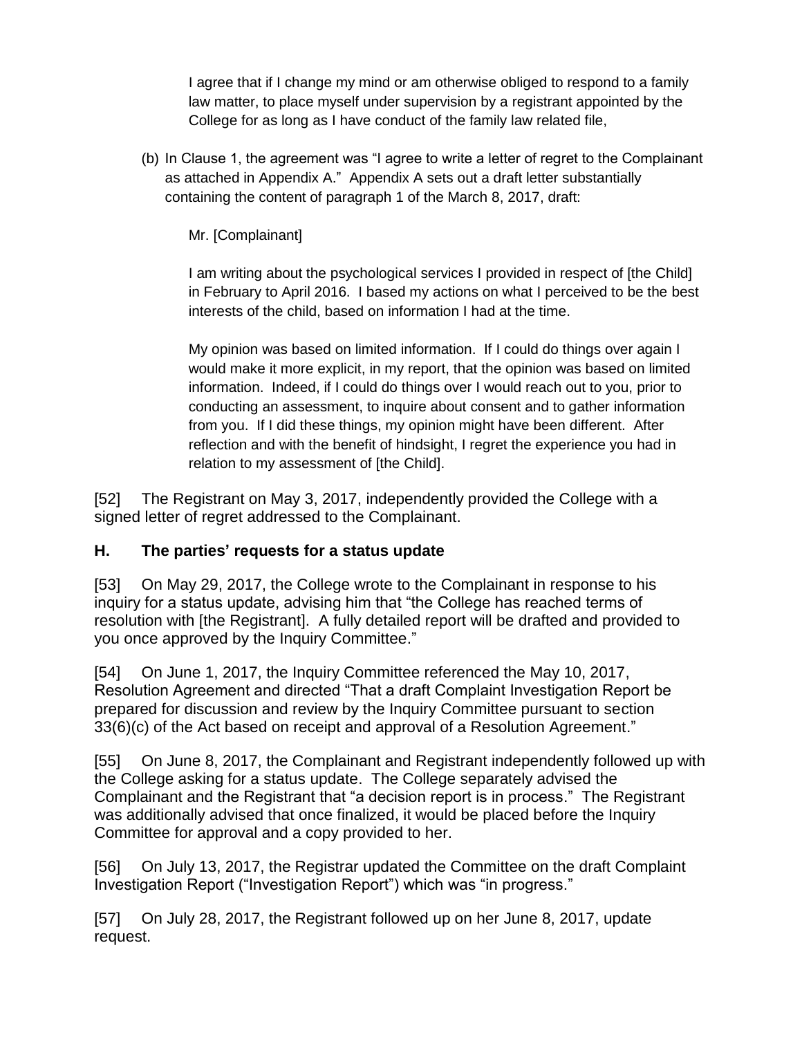> I agree that if I change my mind or am otherwise obliged to respond to a family law matter, to place myself under supervision by a registrant appointed by the College for as long as I have conduct of the family law related file,

(b) In Clause 1, the agreement was "I agree to write a letter of regret to the Complainant as attached in Appendix A." Appendix A sets out a draft letter substantially containing the content of paragraph 1 of the March 8, 2017, draft:

> Mr. [Complainant]
>
> I am writing about the psychological services I provided in respect of [the Child] in February to April 2016. I based my actions on what I perceived to be the best interests of the child, based on information I had at the time.
>
> My opinion was based on limited information. If I could do things over again I would make it more explicit, in my report, that the opinion was based on limited information. Indeed, if I could do things over I would reach out to you, prior to conducting an assessment, to inquire about consent and to gather information from you. If I did these things, my opinion might have been different. After reflection and with the benefit of hindsight, I regret the experience you had in relation to my assessment of [the Child].

[52] The Registrant on May 3, 2017, independently provided the College with a signed letter of regret addressed to the Complainant.

### H. The parties' requests for a status update

[53] On May 29, 2017, the College wrote to the Complainant in response to his inquiry for a status update, advising him that "the College has reached terms of resolution with [the Registrant]. A fully detailed report will be drafted and provided to you once approved by the Inquiry Committee."

[54] On June 1, 2017, the Inquiry Committee referenced the May 10, 2017, Resolution Agreement and directed "That a draft Complaint Investigation Report be prepared for discussion and review by the Inquiry Committee pursuant to section 33(6)(c) of the Act based on receipt and approval of a Resolution Agreement."

[55] On June 8, 2017, the Complainant and Registrant independently followed up with the College asking for a status update. The College separately advised the Complainant and the Registrant that "a decision report is in process." The Registrant was additionally advised that once finalized, it would be placed before the Inquiry Committee for approval and a copy provided to her.

[56] On July 13, 2017, the Registrar updated the Committee on the draft Complaint Investigation Report ("Investigation Report") which was "in progress."

[57] On July 28, 2017, the Registrant followed up on her June 8, 2017, update request.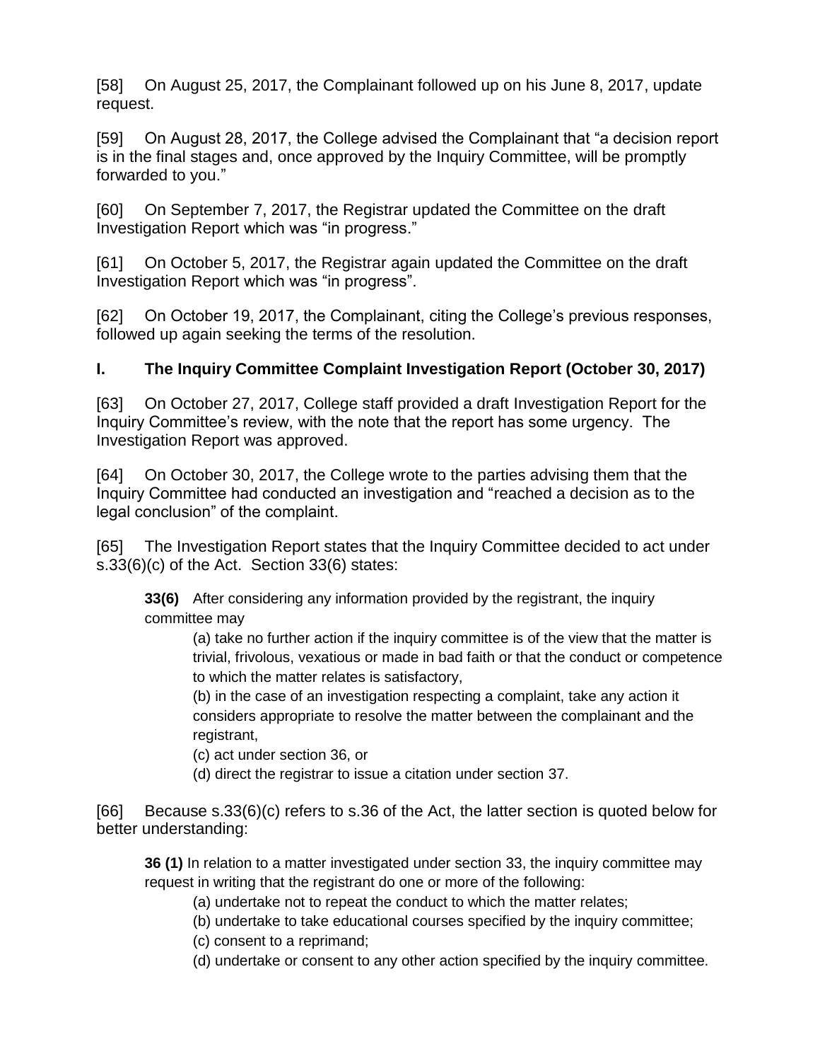[58] On August 25, 2017, the Complainant followed up on his June 8, 2017, update request.

[59] On August 28, 2017, the College advised the Complainant that "a decision report is in the final stages and, once approved by the Inquiry Committee, will be promptly forwarded to you."

[60] On September 7, 2017, the Registrar updated the Committee on the draft Investigation Report which was "in progress."

[61] On October 5, 2017, the Registrar again updated the Committee on the draft Investigation Report which was "in progress".

[62] On October 19, 2017, the Complainant, citing the College's previous responses, followed up again seeking the terms of the resolution.

### I. The Inquiry Committee Complaint Investigation Report (October 30, 2017)

[63] On October 27, 2017, College staff provided a draft Investigation Report for the Inquiry Committee's review, with the note that the report has some urgency. The Investigation Report was approved.

[64] On October 30, 2017, the College wrote to the parties advising them that the Inquiry Committee had conducted an investigation and "reached a decision as to the legal conclusion" of the complaint.

[65] The Investigation Report states that the Inquiry Committee decided to act under s.33(6)(c) of the Act. Section 33(6) states:

> **33(6)** After considering any information provided by the registrant, the inquiry committee may
>
> (a) take no further action if the inquiry committee is of the view that the matter is trivial, frivolous, vexatious or made in bad faith or that the conduct or competence to which the matter relates is satisfactory,
>
> (b) in the case of an investigation respecting a complaint, take any action it considers appropriate to resolve the matter between the complainant and the registrant,
>
> (c) act under section 36, or
>
> (d) direct the registrar to issue a citation under section 37.

[66] Because s.33(6)(c) refers to s.36 of the Act, the latter section is quoted below for better understanding:

> **36 (1)** In relation to a matter investigated under section 33, the inquiry committee may request in writing that the registrant do one or more of the following:
>
> (a) undertake not to repeat the conduct to which the matter relates;
>
> (b) undertake to take educational courses specified by the inquiry committee;
>
> (c) consent to a reprimand;
>
> (d) undertake or consent to any other action specified by the inquiry committee.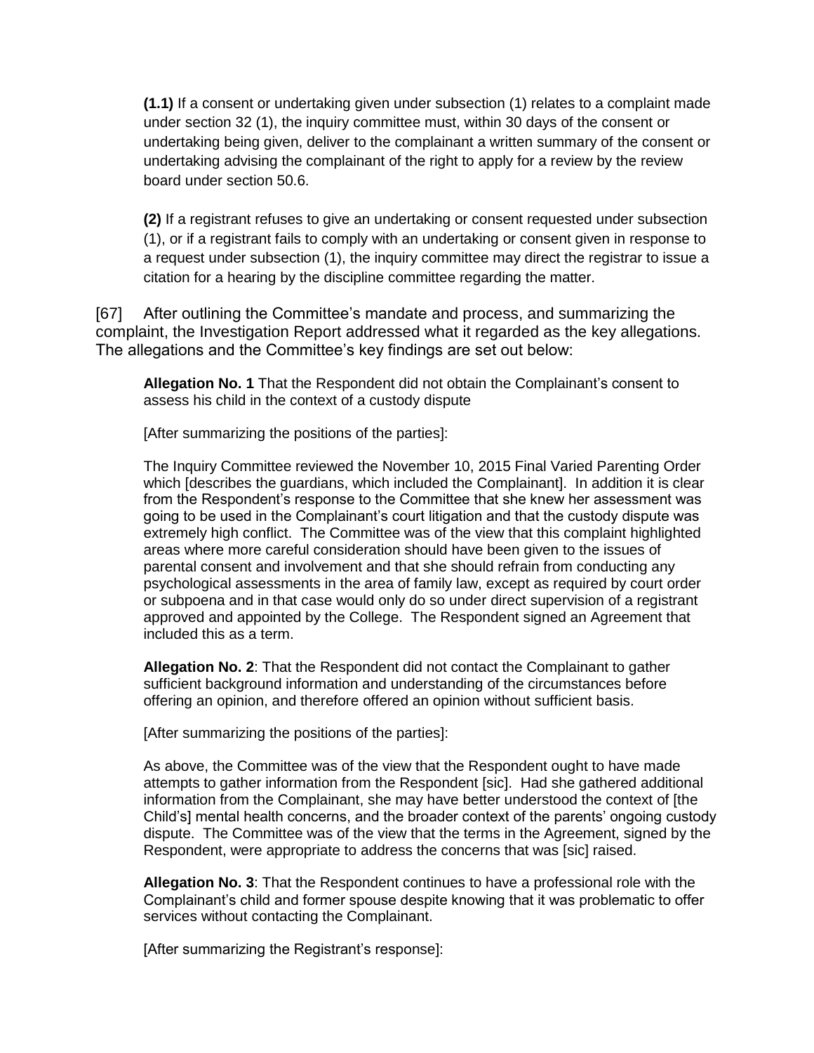> **(1.1)** If a consent or undertaking given under subsection (1) relates to a complaint made under section 32 (1), the inquiry committee must, within 30 days of the consent or undertaking being given, deliver to the complainant a written summary of the consent or undertaking advising the complainant of the right to apply for a review by the review board under section 50.6.
>
> **(2)** If a registrant refuses to give an undertaking or consent requested under subsection (1), or if a registrant fails to comply with an undertaking or consent given in response to a request under subsection (1), the inquiry committee may direct the registrar to issue a citation for a hearing by the discipline committee regarding the matter.

[67] After outlining the Committee's mandate and process, and summarizing the complaint, the Investigation Report addressed what it regarded as the key allegations. The allegations and the Committee's key findings are set out below:

> **Allegation No. 1** That the Respondent did not obtain the Complainant's consent to assess his child in the context of a custody dispute
>
> [After summarizing the positions of the parties]:
>
> The Inquiry Committee reviewed the November 10, 2015 Final Varied Parenting Order which [describes the guardians, which included the Complainant]. In addition it is clear from the Respondent's response to the Committee that she knew her assessment was going to be used in the Complainant's court litigation and that the custody dispute was extremely high conflict. The Committee was of the view that this complaint highlighted areas where more careful consideration should have been given to the issues of parental consent and involvement and that she should refrain from conducting any psychological assessments in the area of family law, except as required by court order or subpoena and in that case would only do so under direct supervision of a registrant approved and appointed by the College. The Respondent signed an Agreement that included this as a term.
>
> **Allegation No. 2**: That the Respondent did not contact the Complainant to gather sufficient background information and understanding of the circumstances before offering an opinion, and therefore offered an opinion without sufficient basis.
>
> [After summarizing the positions of the parties]:
>
> As above, the Committee was of the view that the Respondent ought to have made attempts to gather information from the Respondent [sic]. Had she gathered additional information from the Complainant, she may have better understood the context of [the Child's] mental health concerns, and the broader context of the parents' ongoing custody dispute. The Committee was of the view that the terms in the Agreement, signed by the Respondent, were appropriate to address the concerns that was [sic] raised.
>
> **Allegation No. 3**: That the Respondent continues to have a professional role with the Complainant's child and former spouse despite knowing that it was problematic to offer services without contacting the Complainant.
>
> [After summarizing the Registrant's response]: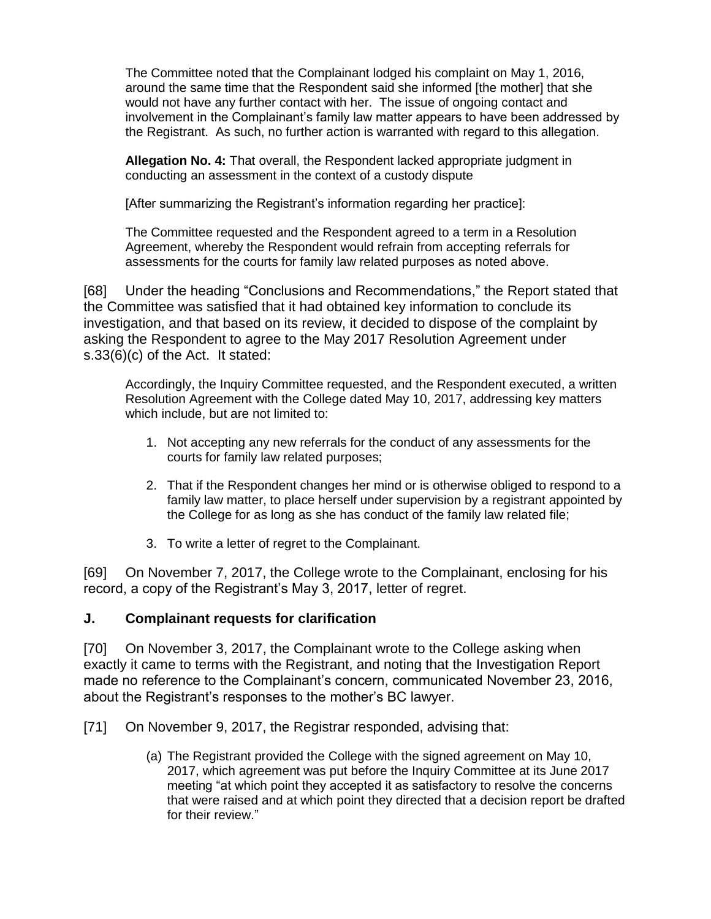> The Committee noted that the Complainant lodged his complaint on May 1, 2016, around the same time that the Respondent said she informed [the mother] that she would not have any further contact with her. The issue of ongoing contact and involvement in the Complainant's family law matter appears to have been addressed by the Registrant. As such, no further action is warranted with regard to this allegation.
>
> **Allegation No. 4:** That overall, the Respondent lacked appropriate judgment in conducting an assessment in the context of a custody dispute
>
> [After summarizing the Registrant's information regarding her practice]:
>
> The Committee requested and the Respondent agreed to a term in a Resolution Agreement, whereby the Respondent would refrain from accepting referrals for assessments for the courts for family law related purposes as noted above.

[68] Under the heading "Conclusions and Recommendations," the Report stated that the Committee was satisfied that it had obtained key information to conclude its investigation, and that based on its review, it decided to dispose of the complaint by asking the Respondent to agree to the May 2017 Resolution Agreement under s.33(6)(c) of the Act. It stated:

> Accordingly, the Inquiry Committee requested, and the Respondent executed, a written Resolution Agreement with the College dated May 10, 2017, addressing key matters which include, but are not limited to:
>
> 1. Not accepting any new referrals for the conduct of any assessments for the courts for family law related purposes;
> 2. That if the Respondent changes her mind or is otherwise obliged to respond to a family law matter, to place herself under supervision by a registrant appointed by the College for as long as she has conduct of the family law related file;
> 3. To write a letter of regret to the Complainant.

[69] On November 7, 2017, the College wrote to the Complainant, enclosing for his record, a copy of the Registrant's May 3, 2017, letter of regret.

## J. Complainant requests for clarification

[70] On November 3, 2017, the Complainant wrote to the College asking when exactly it came to terms with the Registrant, and noting that the Investigation Report made no reference to the Complainant's concern, communicated November 23, 2016, about the Registrant's responses to the mother's BC lawyer.

[71] On November 9, 2017, the Registrar responded, advising that:

> (a) The Registrant provided the College with the signed agreement on May 10, 2017, which agreement was put before the Inquiry Committee at its June 2017 meeting "at which point they accepted it as satisfactory to resolve the concerns that were raised and at which point they directed that a decision report be drafted for their review."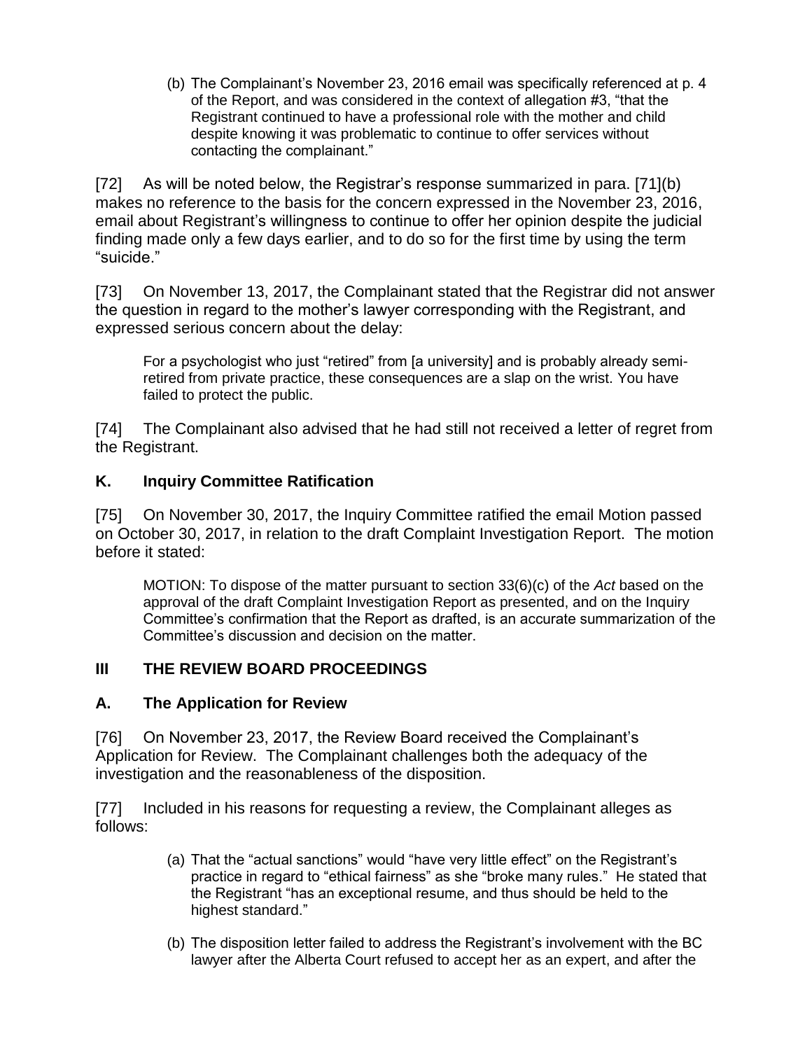(b) The Complainant's November 23, 2016 email was specifically referenced at p. 4 of the Report, and was considered in the context of allegation #3, "that the Registrant continued to have a professional role with the mother and child despite knowing it was problematic to continue to offer services without contacting the complainant."

[72] As will be noted below, the Registrar's response summarized in para. [71](b) makes no reference to the basis for the concern expressed in the November 23, 2016, email about Registrant's willingness to continue to offer her opinion despite the judicial finding made only a few days earlier, and to do so for the first time by using the term "suicide."

[73] On November 13, 2017, the Complainant stated that the Registrar did not answer the question in regard to the mother's lawyer corresponding with the Registrant, and expressed serious concern about the delay:

> For a psychologist who just "retired" from [a university] and is probably already semi-retired from private practice, these consequences are a slap on the wrist. You have failed to protect the public.

[74] The Complainant also advised that he had still not received a letter of regret from the Registrant.

### K. Inquiry Committee Ratification

[75] On November 30, 2017, the Inquiry Committee ratified the email Motion passed on October 30, 2017, in relation to the draft Complaint Investigation Report. The motion before it stated:

> MOTION: To dispose of the matter pursuant to section 33(6)(c) of the *Act* based on the approval of the draft Complaint Investigation Report as presented, and on the Inquiry Committee's confirmation that the Report as drafted, is an accurate summarization of the Committee's discussion and decision on the matter.

## III THE REVIEW BOARD PROCEEDINGS

### A. The Application for Review

[76] On November 23, 2017, the Review Board received the Complainant's Application for Review. The Complainant challenges both the adequacy of the investigation and the reasonableness of the disposition.

[77] Included in his reasons for requesting a review, the Complainant alleges as follows:

(a) That the "actual sanctions" would "have very little effect" on the Registrant's practice in regard to "ethical fairness" as she "broke many rules." He stated that the Registrant "has an exceptional resume, and thus should be held to the highest standard."

(b) The disposition letter failed to address the Registrant's involvement with the BC lawyer after the Alberta Court refused to accept her as an expert, and after the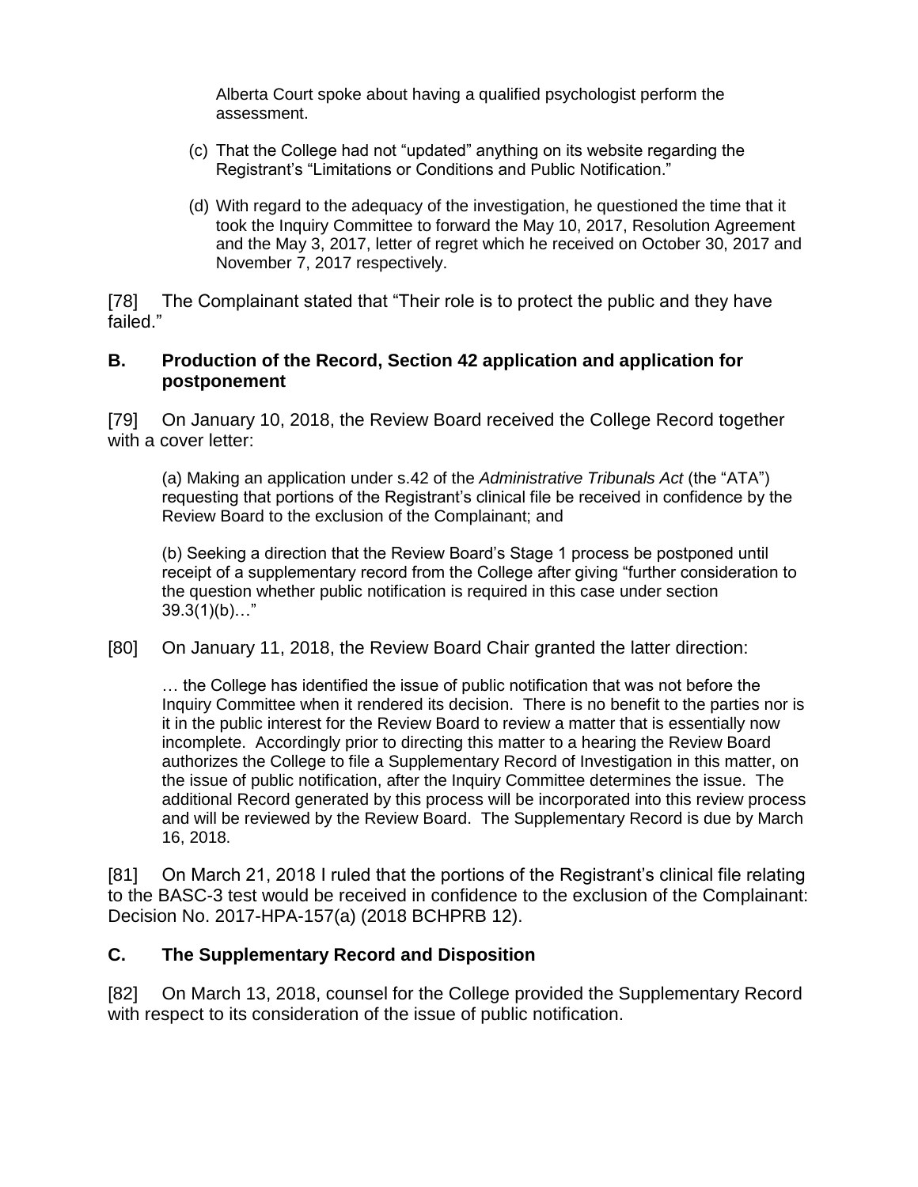Alberta Court spoke about having a qualified psychologist perform the assessment.

(c) That the College had not "updated" anything on its website regarding the Registrant's "Limitations or Conditions and Public Notification."

(d) With regard to the adequacy of the investigation, he questioned the time that it took the Inquiry Committee to forward the May 10, 2017, Resolution Agreement and the May 3, 2017, letter of regret which he received on October 30, 2017 and November 7, 2017 respectively.

[78] The Complainant stated that "Their role is to protect the public and they have failed."

## B. Production of the Record, Section 42 application and application for postponement

[79] On January 10, 2018, the Review Board received the College Record together with a cover letter:

> (a) Making an application under s.42 of the *Administrative Tribunals Act* (the "ATA") requesting that portions of the Registrant's clinical file be received in confidence by the Review Board to the exclusion of the Complainant; and
>
> (b) Seeking a direction that the Review Board's Stage 1 process be postponed until receipt of a supplementary record from the College after giving "further consideration to the question whether public notification is required in this case under section 39.3(1)(b)…"

[80] On January 11, 2018, the Review Board Chair granted the latter direction:

> … the College has identified the issue of public notification that was not before the Inquiry Committee when it rendered its decision. There is no benefit to the parties nor is it in the public interest for the Review Board to review a matter that is essentially now incomplete. Accordingly prior to directing this matter to a hearing the Review Board authorizes the College to file a Supplementary Record of Investigation in this matter, on the issue of public notification, after the Inquiry Committee determines the issue. The additional Record generated by this process will be incorporated into this review process and will be reviewed by the Review Board. The Supplementary Record is due by March 16, 2018.

[81] On March 21, 2018 I ruled that the portions of the Registrant's clinical file relating to the BASC-3 test would be received in confidence to the exclusion of the Complainant: Decision No. 2017-HPA-157(a) (2018 BCHPRB 12).

## C. The Supplementary Record and Disposition

[82] On March 13, 2018, counsel for the College provided the Supplementary Record with respect to its consideration of the issue of public notification.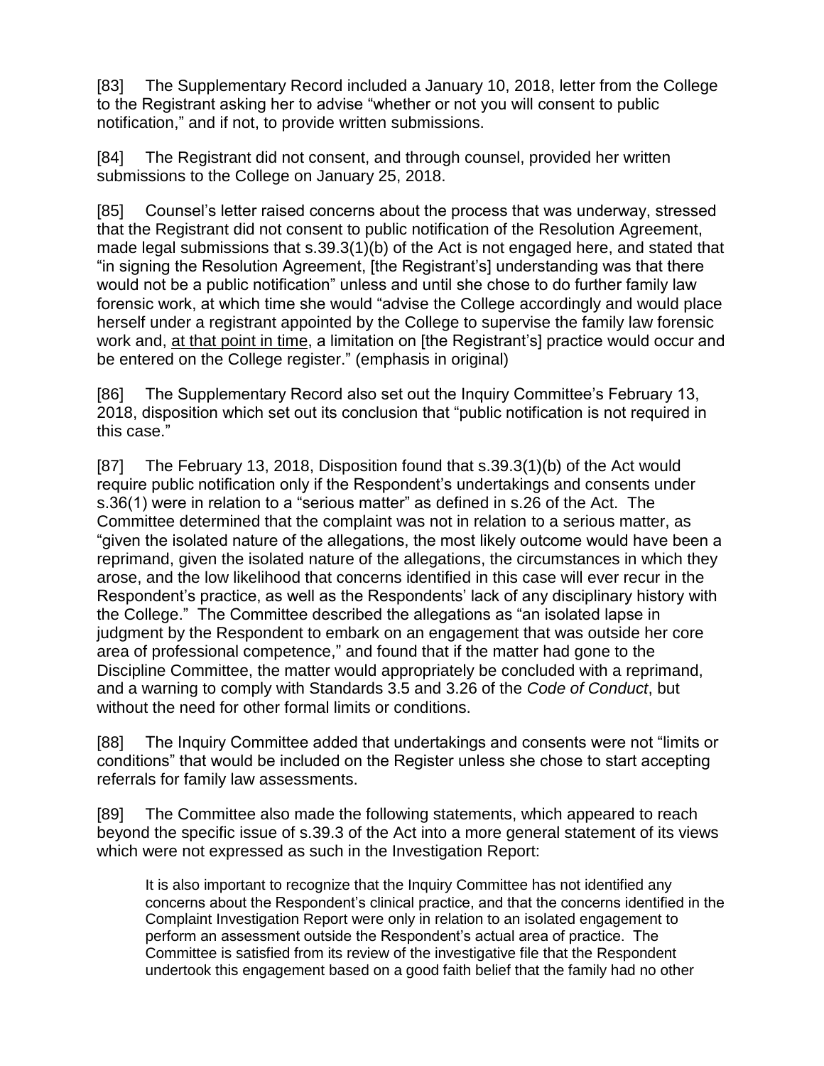[83] The Supplementary Record included a January 10, 2018, letter from the College to the Registrant asking her to advise "whether or not you will consent to public notification," and if not, to provide written submissions.

[84] The Registrant did not consent, and through counsel, provided her written submissions to the College on January 25, 2018.

[85] Counsel's letter raised concerns about the process that was underway, stressed that the Registrant did not consent to public notification of the Resolution Agreement, made legal submissions that s.39.3(1)(b) of the Act is not engaged here, and stated that "in signing the Resolution Agreement, [the Registrant's] understanding was that there would not be a public notification" unless and until she chose to do further family law forensic work, at which time she would "advise the College accordingly and would place herself under a registrant appointed by the College to supervise the family law forensic work and, <u>at that point in time</u>, a limitation on [the Registrant's] practice would occur and be entered on the College register." (emphasis in original)

[86] The Supplementary Record also set out the Inquiry Committee's February 13, 2018, disposition which set out its conclusion that "public notification is not required in this case."

[87] The February 13, 2018, Disposition found that s.39.3(1)(b) of the Act would require public notification only if the Respondent's undertakings and consents under s.36(1) were in relation to a "serious matter" as defined in s.26 of the Act. The Committee determined that the complaint was not in relation to a serious matter, as "given the isolated nature of the allegations, the most likely outcome would have been a reprimand, given the isolated nature of the allegations, the circumstances in which they arose, and the low likelihood that concerns identified in this case will ever recur in the Respondent's practice, as well as the Respondents' lack of any disciplinary history with the College." The Committee described the allegations as "an isolated lapse in judgment by the Respondent to embark on an engagement that was outside her core area of professional competence," and found that if the matter had gone to the Discipline Committee, the matter would appropriately be concluded with a reprimand, and a warning to comply with Standards 3.5 and 3.26 of the *Code of Conduct*, but without the need for other formal limits or conditions.

[88] The Inquiry Committee added that undertakings and consents were not "limits or conditions" that would be included on the Register unless she chose to start accepting referrals for family law assessments.

[89] The Committee also made the following statements, which appeared to reach beyond the specific issue of s.39.3 of the Act into a more general statement of its views which were not expressed as such in the Investigation Report:

> It is also important to recognize that the Inquiry Committee has not identified any concerns about the Respondent's clinical practice, and that the concerns identified in the Complaint Investigation Report were only in relation to an isolated engagement to perform an assessment outside the Respondent's actual area of practice. The Committee is satisfied from its review of the investigative file that the Respondent undertook this engagement based on a good faith belief that the family had no other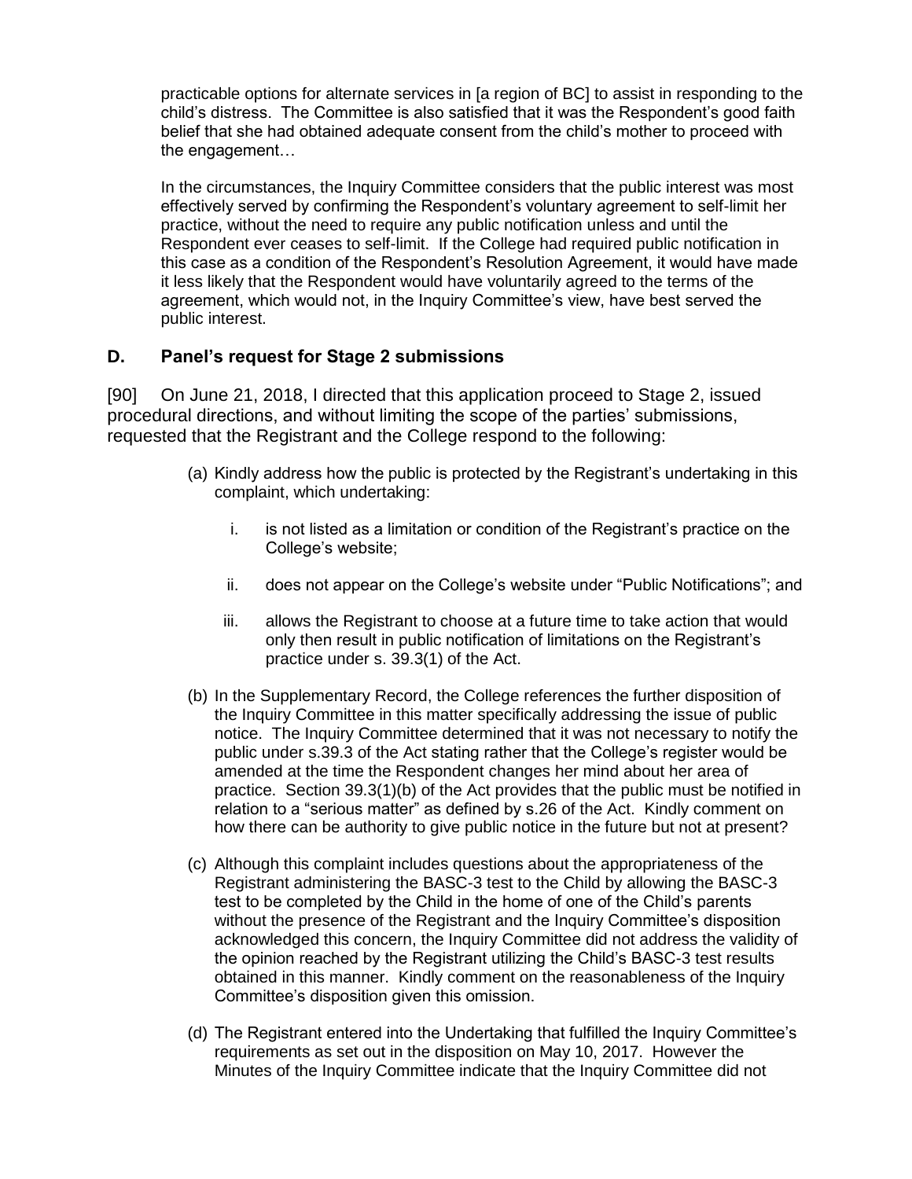practicable options for alternate services in [a region of BC] to assist in responding to the child's distress. The Committee is also satisfied that it was the Respondent's good faith belief that she had obtained adequate consent from the child's mother to proceed with the engagement…

In the circumstances, the Inquiry Committee considers that the public interest was most effectively served by confirming the Respondent's voluntary agreement to self-limit her practice, without the need to require any public notification unless and until the Respondent ever ceases to self-limit. If the College had required public notification in this case as a condition of the Respondent's Resolution Agreement, it would have made it less likely that the Respondent would have voluntarily agreed to the terms of the agreement, which would not, in the Inquiry Committee's view, have best served the public interest.

## D. Panel's request for Stage 2 submissions

[90] On June 21, 2018, I directed that this application proceed to Stage 2, issued procedural directions, and without limiting the scope of the parties' submissions, requested that the Registrant and the College respond to the following:

(a) Kindly address how the public is protected by the Registrant's undertaking in this complaint, which undertaking:

   i. is not listed as a limitation or condition of the Registrant's practice on the College's website;

   ii. does not appear on the College's website under "Public Notifications"; and

   iii. allows the Registrant to choose at a future time to take action that would only then result in public notification of limitations on the Registrant's practice under s. 39.3(1) of the Act.

(b) In the Supplementary Record, the College references the further disposition of the Inquiry Committee in this matter specifically addressing the issue of public notice. The Inquiry Committee determined that it was not necessary to notify the public under s.39.3 of the Act stating rather that the College's register would be amended at the time the Respondent changes her mind about her area of practice. Section 39.3(1)(b) of the Act provides that the public must be notified in relation to a "serious matter" as defined by s.26 of the Act. Kindly comment on how there can be authority to give public notice in the future but not at present?

(c) Although this complaint includes questions about the appropriateness of the Registrant administering the BASC-3 test to the Child by allowing the BASC-3 test to be completed by the Child in the home of one of the Child's parents without the presence of the Registrant and the Inquiry Committee's disposition acknowledged this concern, the Inquiry Committee did not address the validity of the opinion reached by the Registrant utilizing the Child's BASC-3 test results obtained in this manner. Kindly comment on the reasonableness of the Inquiry Committee's disposition given this omission.

(d) The Registrant entered into the Undertaking that fulfilled the Inquiry Committee's requirements as set out in the disposition on May 10, 2017. However the Minutes of the Inquiry Committee indicate that the Inquiry Committee did not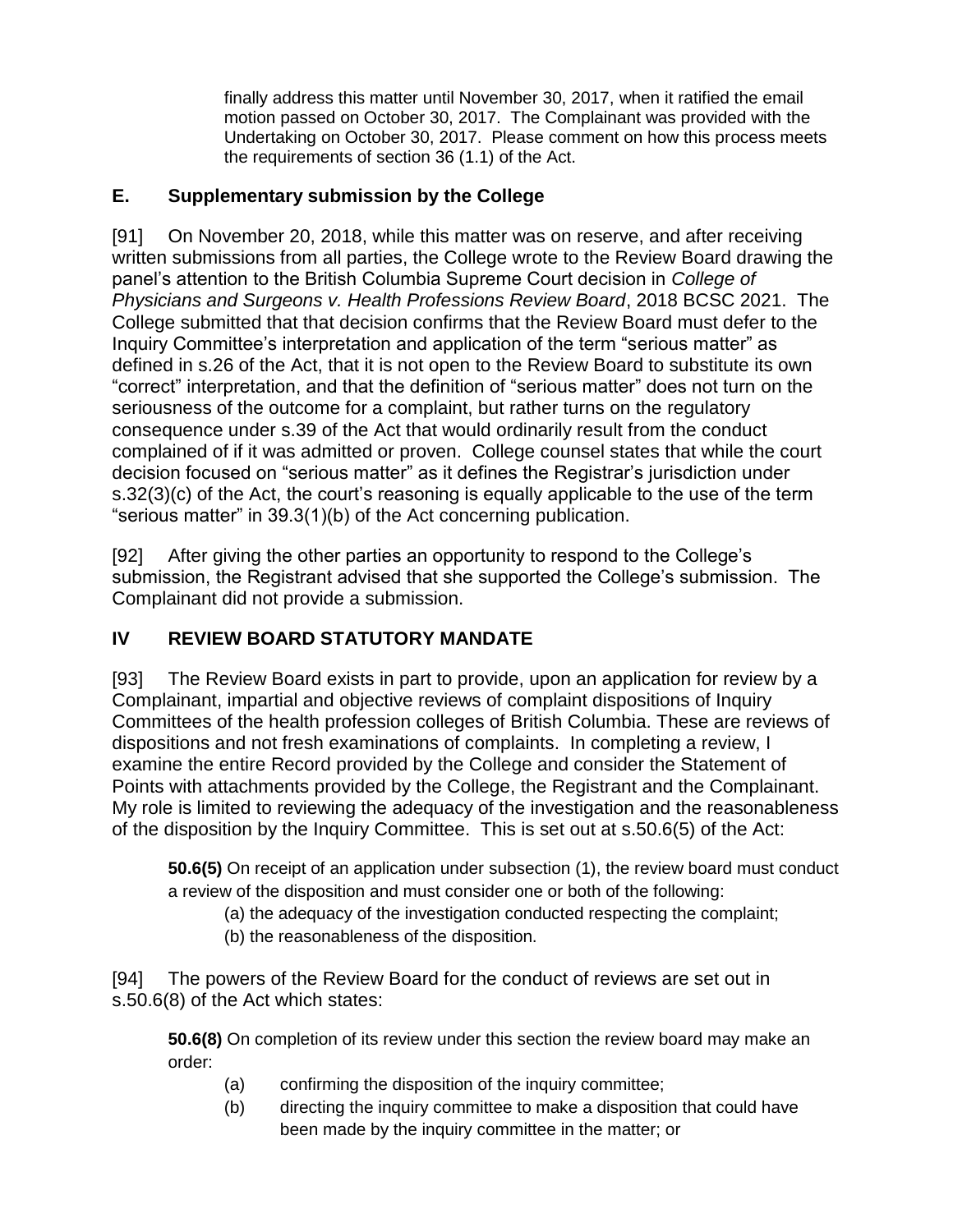> finally address this matter until November 30, 2017, when it ratified the email motion passed on October 30, 2017. The Complainant was provided with the Undertaking on October 30, 2017. Please comment on how this process meets the requirements of section 36 (1.1) of the Act.

### E. Supplementary submission by the College

[91] On November 20, 2018, while this matter was on reserve, and after receiving written submissions from all parties, the College wrote to the Review Board drawing the panel's attention to the British Columbia Supreme Court decision in *College of Physicians and Surgeons v. Health Professions Review Board*, 2018 BCSC 2021. The College submitted that that decision confirms that the Review Board must defer to the Inquiry Committee's interpretation and application of the term "serious matter" as defined in s.26 of the Act, that it is not open to the Review Board to substitute its own "correct" interpretation, and that the definition of "serious matter" does not turn on the seriousness of the outcome for a complaint, but rather turns on the regulatory consequence under s.39 of the Act that would ordinarily result from the conduct complained of if it was admitted or proven. College counsel states that while the court decision focused on "serious matter" as it defines the Registrar's jurisdiction under s.32(3)(c) of the Act, the court's reasoning is equally applicable to the use of the term "serious matter" in 39.3(1)(b) of the Act concerning publication.

[92] After giving the other parties an opportunity to respond to the College's submission, the Registrant advised that she supported the College's submission. The Complainant did not provide a submission.

## IV REVIEW BOARD STATUTORY MANDATE

[93] The Review Board exists in part to provide, upon an application for review by a Complainant, impartial and objective reviews of complaint dispositions of Inquiry Committees of the health profession colleges of British Columbia. These are reviews of dispositions and not fresh examinations of complaints. In completing a review, I examine the entire Record provided by the College and consider the Statement of Points with attachments provided by the College, the Registrant and the Complainant. My role is limited to reviewing the adequacy of the investigation and the reasonableness of the disposition by the Inquiry Committee. This is set out at s.50.6(5) of the Act:

> **50.6(5)** On receipt of an application under subsection (1), the review board must conduct a review of the disposition and must consider one or both of the following:
>
> (a) the adequacy of the investigation conducted respecting the complaint;
>
> (b) the reasonableness of the disposition.

[94] The powers of the Review Board for the conduct of reviews are set out in s.50.6(8) of the Act which states:

> **50.6(8)** On completion of its review under this section the review board may make an order:
>
> (a) confirming the disposition of the inquiry committee;
>
> (b) directing the inquiry committee to make a disposition that could have been made by the inquiry committee in the matter; or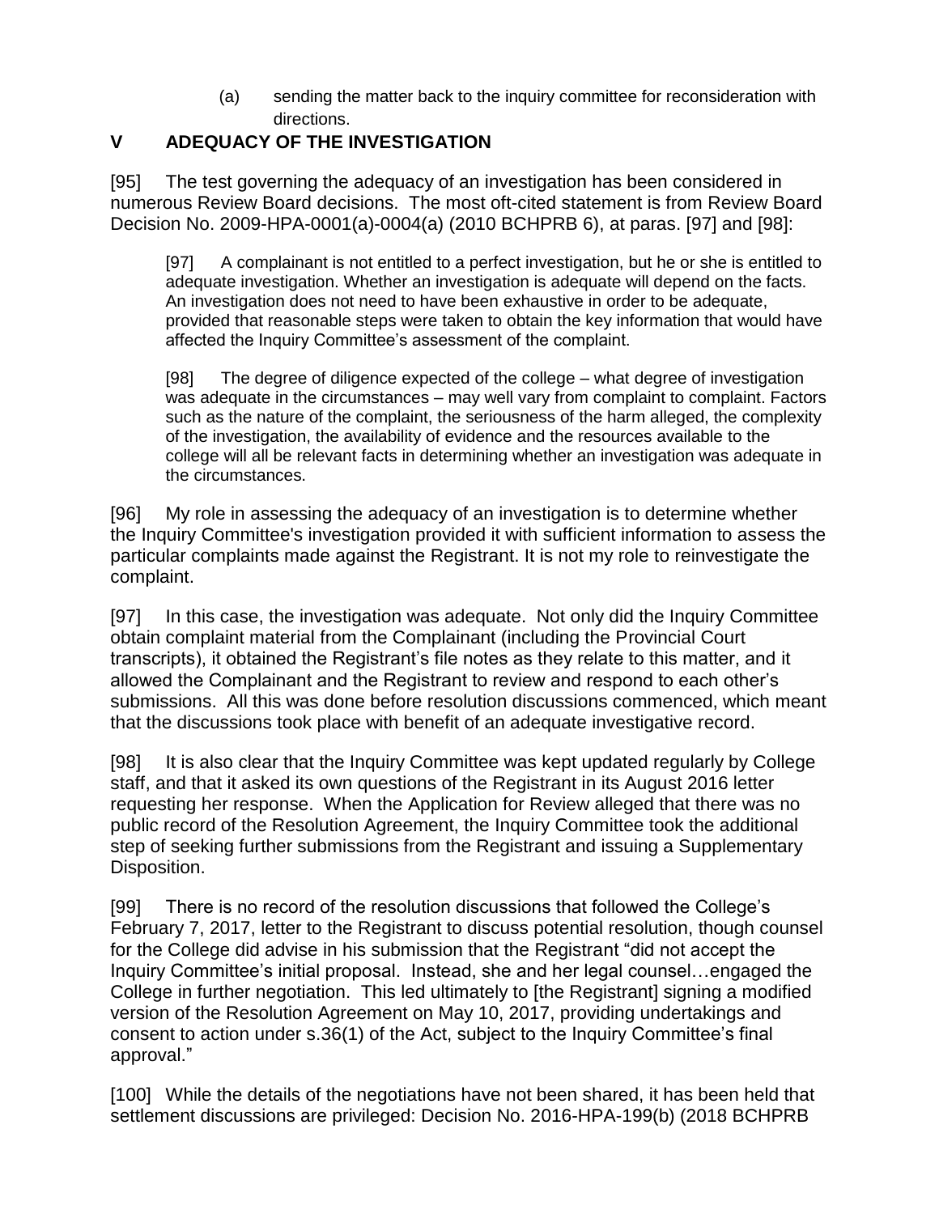(a) sending the matter back to the inquiry committee for reconsideration with directions.

## V ADEQUACY OF THE INVESTIGATION

[95] The test governing the adequacy of an investigation has been considered in numerous Review Board decisions. The most oft-cited statement is from Review Board Decision No. 2009-HPA-0001(a)-0004(a) (2010 BCHPRB 6), at paras. [97] and [98]:

> [97] A complainant is not entitled to a perfect investigation, but he or she is entitled to adequate investigation. Whether an investigation is adequate will depend on the facts. An investigation does not need to have been exhaustive in order to be adequate, provided that reasonable steps were taken to obtain the key information that would have affected the Inquiry Committee's assessment of the complaint.
>
> [98] The degree of diligence expected of the college – what degree of investigation was adequate in the circumstances – may well vary from complaint to complaint. Factors such as the nature of the complaint, the seriousness of the harm alleged, the complexity of the investigation, the availability of evidence and the resources available to the college will all be relevant facts in determining whether an investigation was adequate in the circumstances.

[96] My role in assessing the adequacy of an investigation is to determine whether the Inquiry Committee's investigation provided it with sufficient information to assess the particular complaints made against the Registrant. It is not my role to reinvestigate the complaint.

[97] In this case, the investigation was adequate. Not only did the Inquiry Committee obtain complaint material from the Complainant (including the Provincial Court transcripts), it obtained the Registrant's file notes as they relate to this matter, and it allowed the Complainant and the Registrant to review and respond to each other's submissions. All this was done before resolution discussions commenced, which meant that the discussions took place with benefit of an adequate investigative record.

[98] It is also clear that the Inquiry Committee was kept updated regularly by College staff, and that it asked its own questions of the Registrant in its August 2016 letter requesting her response. When the Application for Review alleged that there was no public record of the Resolution Agreement, the Inquiry Committee took the additional step of seeking further submissions from the Registrant and issuing a Supplementary Disposition.

[99] There is no record of the resolution discussions that followed the College's February 7, 2017, letter to the Registrant to discuss potential resolution, though counsel for the College did advise in his submission that the Registrant "did not accept the Inquiry Committee's initial proposal. Instead, she and her legal counsel…engaged the College in further negotiation. This led ultimately to [the Registrant] signing a modified version of the Resolution Agreement on May 10, 2017, providing undertakings and consent to action under s.36(1) of the Act, subject to the Inquiry Committee's final approval."

[100] While the details of the negotiations have not been shared, it has been held that settlement discussions are privileged: Decision No. 2016-HPA-199(b) (2018 BCHPRB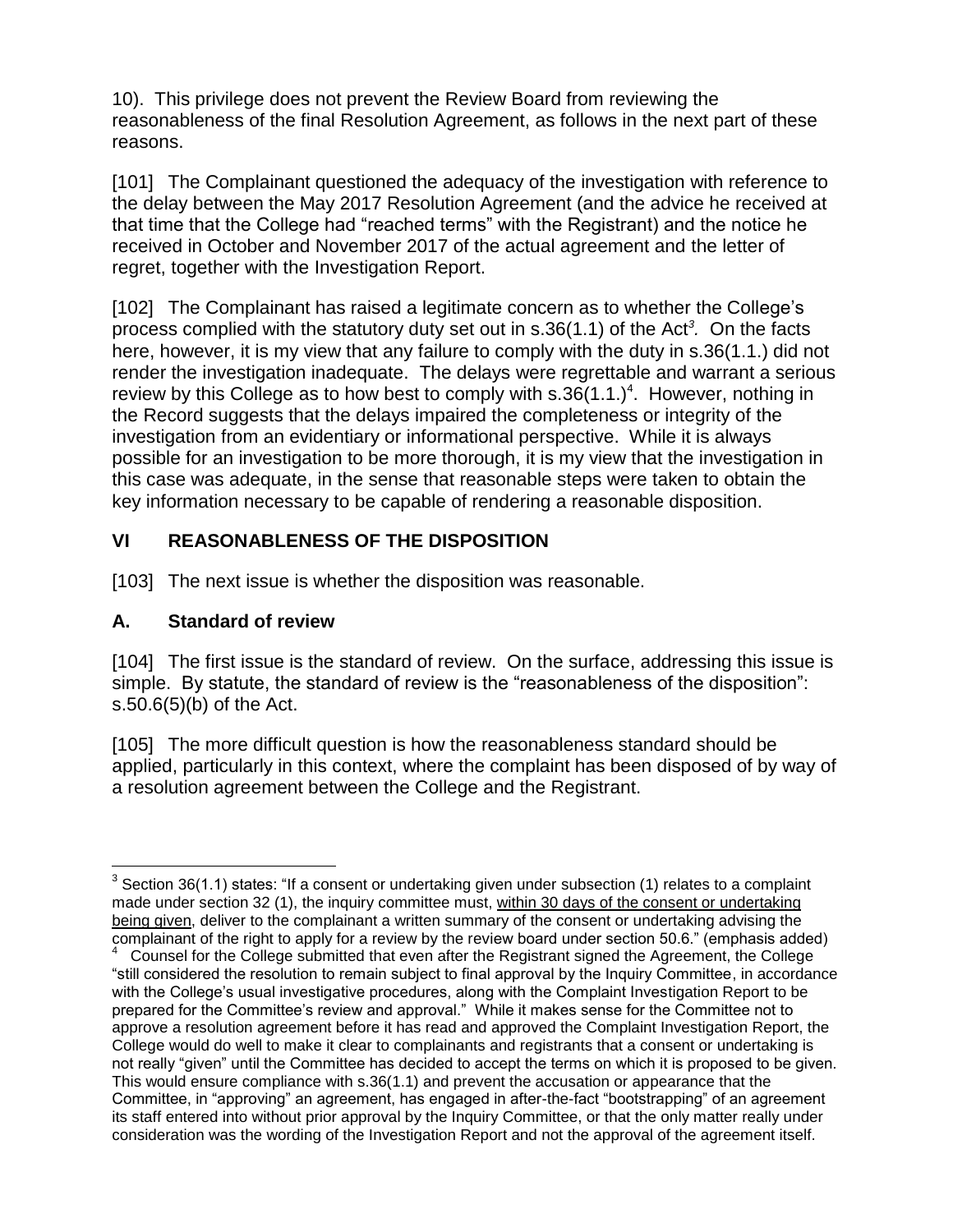10). This privilege does not prevent the Review Board from reviewing the reasonableness of the final Resolution Agreement, as follows in the next part of these reasons.

[101] The Complainant questioned the adequacy of the investigation with reference to the delay between the May 2017 Resolution Agreement (and the advice he received at that time that the College had "reached terms" with the Registrant) and the notice he received in October and November 2017 of the actual agreement and the letter of regret, together with the Investigation Report.

[102] The Complainant has raised a legitimate concern as to whether the College's process complied with the statutory duty set out in s.36(1.1) of the Act[3]. On the facts here, however, it is my view that any failure to comply with the duty in s.36(1.1.) did not render the investigation inadequate. The delays were regrettable and warrant a serious review by this College as to how best to comply with s.36(1.1.)[4]. However, nothing in the Record suggests that the delays impaired the completeness or integrity of the investigation from an evidentiary or informational perspective. While it is always possible for an investigation to be more thorough, it is my view that the investigation in this case was adequate, in the sense that reasonable steps were taken to obtain the key information necessary to be capable of rendering a reasonable disposition.

## VI REASONABLENESS OF THE DISPOSITION

[103] The next issue is whether the disposition was reasonable.

### A. Standard of review

[104] The first issue is the standard of review. On the surface, addressing this issue is simple. By statute, the standard of review is the "reasonableness of the disposition": s.50.6(5)(b) of the Act.

[105] The more difficult question is how the reasonableness standard should be applied, particularly in this context, where the complaint has been disposed of by way of a resolution agreement between the College and the Registrant.

---

[3] Section 36(1.1) states: "If a consent or undertaking given under subsection (1) relates to a complaint made under section 32 (1), the inquiry committee must, within 30 days of the consent or undertaking being given, deliver to the complainant a written summary of the consent or undertaking advising the complainant of the right to apply for a review by the review board under section 50.6." (emphasis added)

[4] Counsel for the College submitted that even after the Registrant signed the Agreement, the College "still considered the resolution to remain subject to final approval by the Inquiry Committee, in accordance with the College's usual investigative procedures, along with the Complaint Investigation Report to be prepared for the Committee's review and approval." While it makes sense for the Committee not to approve a resolution agreement before it has read and approved the Complaint Investigation Report, the College would do well to make it clear to complainants and registrants that a consent or undertaking is not really "given" until the Committee has decided to accept the terms on which it is proposed to be given. This would ensure compliance with s.36(1.1) and prevent the accusation or appearance that the Committee, in "approving" an agreement, has engaged in after-the-fact "bootstrapping" of an agreement its staff entered into without prior approval by the Inquiry Committee, or that the only matter really under consideration was the wording of the Investigation Report and not the approval of the agreement itself.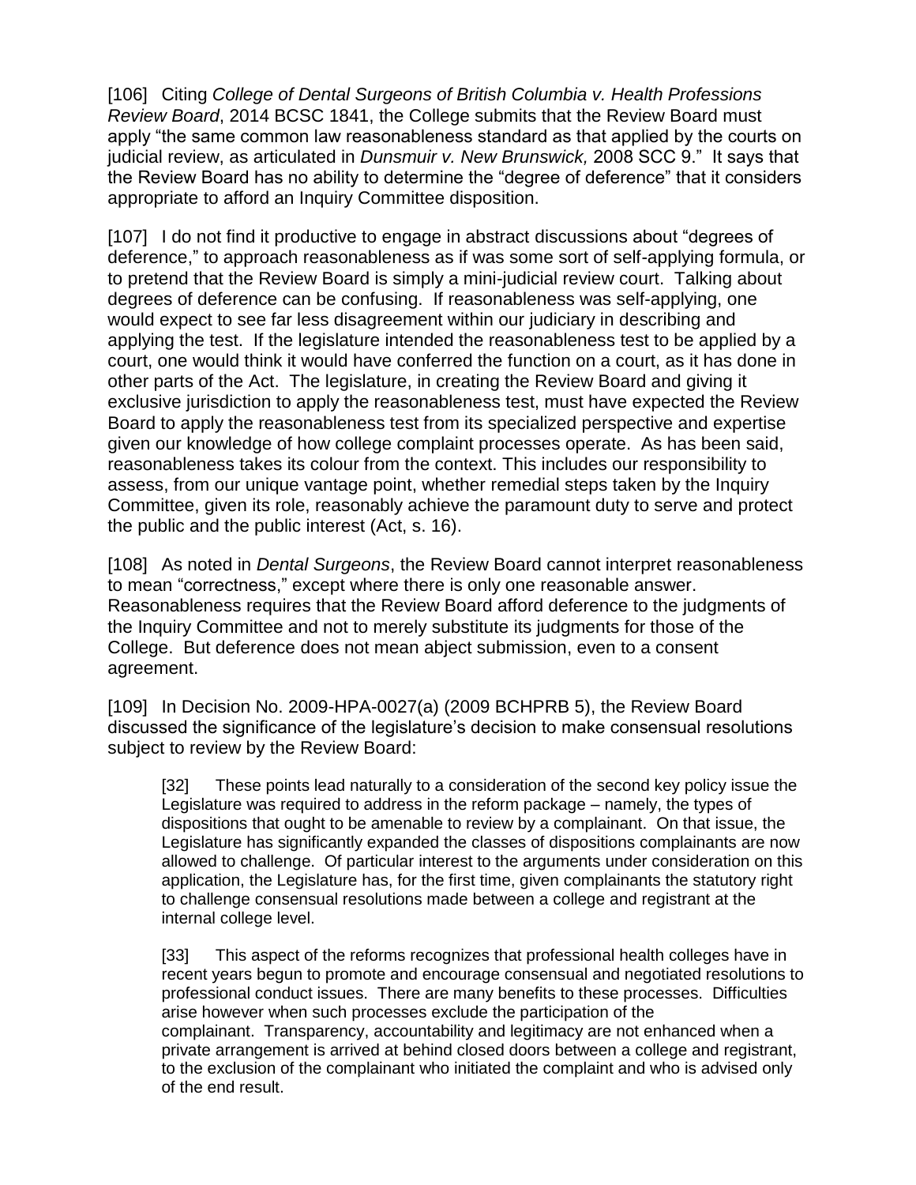[106] Citing *College of Dental Surgeons of British Columbia v. Health Professions Review Board*, 2014 BCSC 1841, the College submits that the Review Board must apply "the same common law reasonableness standard as that applied by the courts on judicial review, as articulated in *Dunsmuir v. New Brunswick,* 2008 SCC 9." It says that the Review Board has no ability to determine the "degree of deference" that it considers appropriate to afford an Inquiry Committee disposition.

[107] I do not find it productive to engage in abstract discussions about "degrees of deference," to approach reasonableness as if was some sort of self-applying formula, or to pretend that the Review Board is simply a mini-judicial review court. Talking about degrees of deference can be confusing. If reasonableness was self-applying, one would expect to see far less disagreement within our judiciary in describing and applying the test. If the legislature intended the reasonableness test to be applied by a court, one would think it would have conferred the function on a court, as it has done in other parts of the Act. The legislature, in creating the Review Board and giving it exclusive jurisdiction to apply the reasonableness test, must have expected the Review Board to apply the reasonableness test from its specialized perspective and expertise given our knowledge of how college complaint processes operate. As has been said, reasonableness takes its colour from the context. This includes our responsibility to assess, from our unique vantage point, whether remedial steps taken by the Inquiry Committee, given its role, reasonably achieve the paramount duty to serve and protect the public and the public interest (Act, s. 16).

[108] As noted in *Dental Surgeons*, the Review Board cannot interpret reasonableness to mean "correctness," except where there is only one reasonable answer. Reasonableness requires that the Review Board afford deference to the judgments of the Inquiry Committee and not to merely substitute its judgments for those of the College. But deference does not mean abject submission, even to a consent agreement.

[109] In Decision No. 2009-HPA-0027(a) (2009 BCHPRB 5), the Review Board discussed the significance of the legislature's decision to make consensual resolutions subject to review by the Review Board:

> [32] These points lead naturally to a consideration of the second key policy issue the Legislature was required to address in the reform package – namely, the types of dispositions that ought to be amenable to review by a complainant. On that issue, the Legislature has significantly expanded the classes of dispositions complainants are now allowed to challenge. Of particular interest to the arguments under consideration on this application, the Legislature has, for the first time, given complainants the statutory right to challenge consensual resolutions made between a college and registrant at the internal college level.
>
> [33] This aspect of the reforms recognizes that professional health colleges have in recent years begun to promote and encourage consensual and negotiated resolutions to professional conduct issues. There are many benefits to these processes. Difficulties arise however when such processes exclude the participation of the complainant. Transparency, accountability and legitimacy are not enhanced when a private arrangement is arrived at behind closed doors between a college and registrant, to the exclusion of the complainant who initiated the complaint and who is advised only of the end result.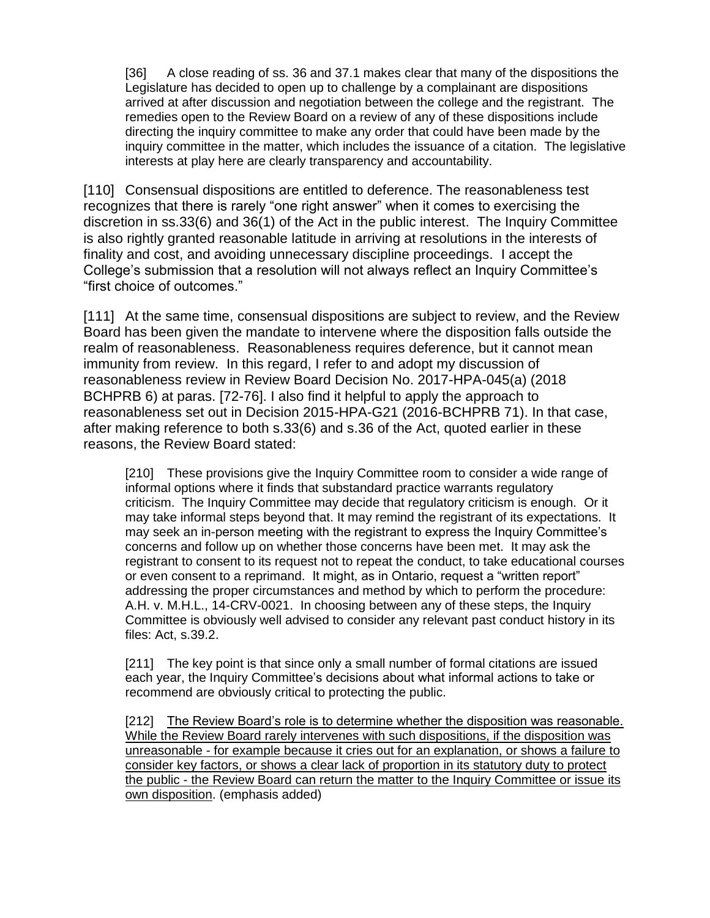> [36] A close reading of ss. 36 and 37.1 makes clear that many of the dispositions the Legislature has decided to open up to challenge by a complainant are dispositions arrived at after discussion and negotiation between the college and the registrant. The remedies open to the Review Board on a review of any of these dispositions include directing the inquiry committee to make any order that could have been made by the inquiry committee in the matter, which includes the issuance of a citation. The legislative interests at play here are clearly transparency and accountability.

[110] Consensual dispositions are entitled to deference. The reasonableness test recognizes that there is rarely "one right answer" when it comes to exercising the discretion in ss.33(6) and 36(1) of the Act in the public interest. The Inquiry Committee is also rightly granted reasonable latitude in arriving at resolutions in the interests of finality and cost, and avoiding unnecessary discipline proceedings. I accept the College's submission that a resolution will not always reflect an Inquiry Committee's "first choice of outcomes."

[111] At the same time, consensual dispositions are subject to review, and the Review Board has been given the mandate to intervene where the disposition falls outside the realm of reasonableness. Reasonableness requires deference, but it cannot mean immunity from review. In this regard, I refer to and adopt my discussion of reasonableness review in Review Board Decision No. 2017-HPA-045(a) (2018 BCHPRB 6) at paras. [72-76]. I also find it helpful to apply the approach to reasonableness set out in Decision 2015-HPA-G21 (2016-BCHPRB 71). In that case, after making reference to both s.33(6) and s.36 of the Act, quoted earlier in these reasons, the Review Board stated:

> [210] These provisions give the Inquiry Committee room to consider a wide range of informal options where it finds that substandard practice warrants regulatory criticism. The Inquiry Committee may decide that regulatory criticism is enough. Or it may take informal steps beyond that. It may remind the registrant of its expectations. It may seek an in-person meeting with the registrant to express the Inquiry Committee's concerns and follow up on whether those concerns have been met. It may ask the registrant to consent to its request not to repeat the conduct, to take educational courses or even consent to a reprimand. It might, as in Ontario, request a "written report" addressing the proper circumstances and method by which to perform the procedure: A.H. v. M.H.L., 14-CRV-0021. In choosing between any of these steps, the Inquiry Committee is obviously well advised to consider any relevant past conduct history in its files: Act, s.39.2.
>
> [211] The key point is that since only a small number of formal citations are issued each year, the Inquiry Committee's decisions about what informal actions to take or recommend are obviously critical to protecting the public.
>
> [212] <u>The Review Board's role is to determine whether the disposition was reasonable. While the Review Board rarely intervenes with such dispositions, if the disposition was unreasonable - for example because it cries out for an explanation, or shows a failure to consider key factors, or shows a clear lack of proportion in its statutory duty to protect the public - the Review Board can return the matter to the Inquiry Committee or issue its own disposition</u>. (emphasis added)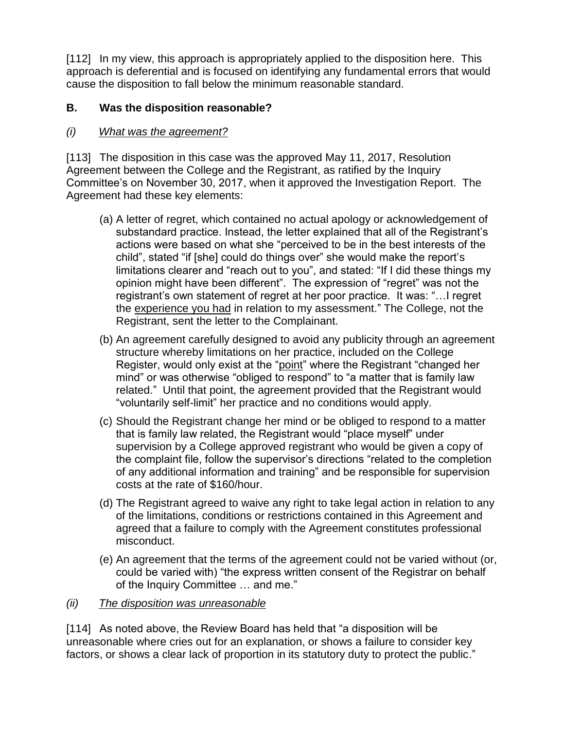[112] In my view, this approach is appropriately applied to the disposition here. This approach is deferential and is focused on identifying any fundamental errors that would cause the disposition to fall below the minimum reasonable standard.

### B. Was the disposition reasonable?

#### *(i) <u>What was the agreement?</u>*

[113] The disposition in this case was the approved May 11, 2017, Resolution Agreement between the College and the Registrant, as ratified by the Inquiry Committee's on November 30, 2017, when it approved the Investigation Report. The Agreement had these key elements:

(a) A letter of regret, which contained no actual apology or acknowledgement of substandard practice. Instead, the letter explained that all of the Registrant's actions were based on what she "perceived to be in the best interests of the child", stated "if [she] could do things over" she would make the report's limitations clearer and "reach out to you", and stated: "If I did these things my opinion might have been different". The expression of "regret" was not the registrant's own statement of regret at her poor practice. It was: "…I regret the <u>experience you had</u> in relation to my assessment." The College, not the Registrant, sent the letter to the Complainant.

(b) An agreement carefully designed to avoid any publicity through an agreement structure whereby limitations on her practice, included on the College Register, would only exist at the "<u>point</u>" where the Registrant "changed her mind" or was otherwise "obliged to respond" to "a matter that is family law related." Until that point, the agreement provided that the Registrant would "voluntarily self-limit" her practice and no conditions would apply.

(c) Should the Registrant change her mind or be obliged to respond to a matter that is family law related, the Registrant would "place myself" under supervision by a College approved registrant who would be given a copy of the complaint file, follow the supervisor's directions "related to the completion of any additional information and training" and be responsible for supervision costs at the rate of $160/hour.

(d) The Registrant agreed to waive any right to take legal action in relation to any of the limitations, conditions or restrictions contained in this Agreement and agreed that a failure to comply with the Agreement constitutes professional misconduct.

(e) An agreement that the terms of the agreement could not be varied without (or, could be varied with) "the express written consent of the Registrar on behalf of the Inquiry Committee … and me."

#### *(ii) <u>The disposition was unreasonable</u>*

[114] As noted above, the Review Board has held that "a disposition will be unreasonable where cries out for an explanation, or shows a failure to consider key factors, or shows a clear lack of proportion in its statutory duty to protect the public."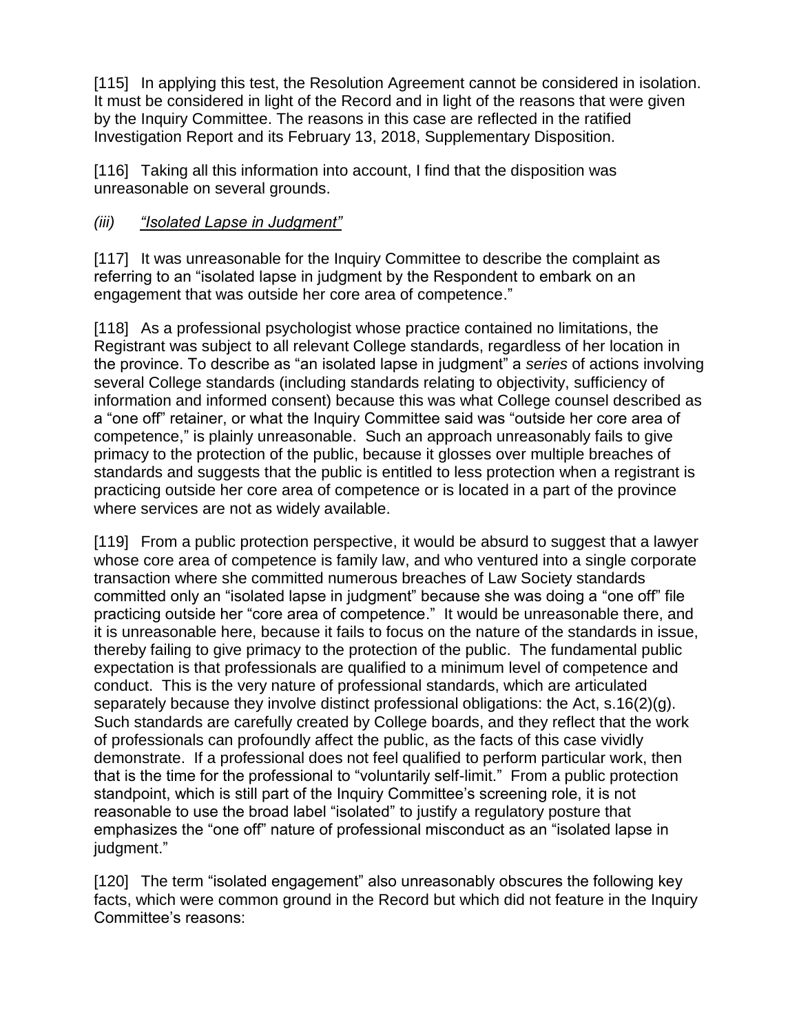[115] In applying this test, the Resolution Agreement cannot be considered in isolation. It must be considered in light of the Record and in light of the reasons that were given by the Inquiry Committee. The reasons in this case are reflected in the ratified Investigation Report and its February 13, 2018, Supplementary Disposition.

[116] Taking all this information into account, I find that the disposition was unreasonable on several grounds.

### *(iii) "Isolated Lapse in Judgment"*

[117] It was unreasonable for the Inquiry Committee to describe the complaint as referring to an "isolated lapse in judgment by the Respondent to embark on an engagement that was outside her core area of competence."

[118] As a professional psychologist whose practice contained no limitations, the Registrant was subject to all relevant College standards, regardless of her location in the province. To describe as "an isolated lapse in judgment" a *series* of actions involving several College standards (including standards relating to objectivity, sufficiency of information and informed consent) because this was what College counsel described as a "one off" retainer, or what the Inquiry Committee said was "outside her core area of competence," is plainly unreasonable. Such an approach unreasonably fails to give primacy to the protection of the public, because it glosses over multiple breaches of standards and suggests that the public is entitled to less protection when a registrant is practicing outside her core area of competence or is located in a part of the province where services are not as widely available.

[119] From a public protection perspective, it would be absurd to suggest that a lawyer whose core area of competence is family law, and who ventured into a single corporate transaction where she committed numerous breaches of Law Society standards committed only an "isolated lapse in judgment" because she was doing a "one off" file practicing outside her "core area of competence." It would be unreasonable there, and it is unreasonable here, because it fails to focus on the nature of the standards in issue, thereby failing to give primacy to the protection of the public. The fundamental public expectation is that professionals are qualified to a minimum level of competence and conduct. This is the very nature of professional standards, which are articulated separately because they involve distinct professional obligations: the Act, s.16(2)(g). Such standards are carefully created by College boards, and they reflect that the work of professionals can profoundly affect the public, as the facts of this case vividly demonstrate. If a professional does not feel qualified to perform particular work, then that is the time for the professional to "voluntarily self-limit." From a public protection standpoint, which is still part of the Inquiry Committee's screening role, it is not reasonable to use the broad label "isolated" to justify a regulatory posture that emphasizes the "one off" nature of professional misconduct as an "isolated lapse in judgment."

[120] The term "isolated engagement" also unreasonably obscures the following key facts, which were common ground in the Record but which did not feature in the Inquiry Committee's reasons: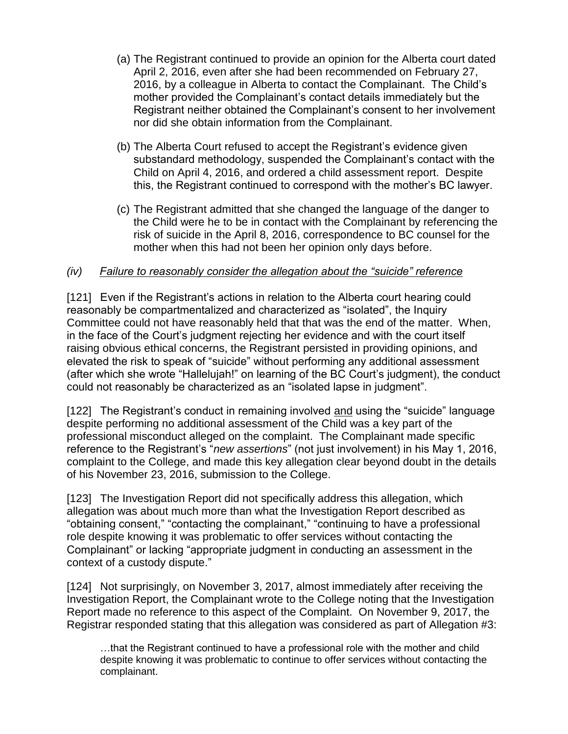(a) The Registrant continued to provide an opinion for the Alberta court dated April 2, 2016, even after she had been recommended on February 27, 2016, by a colleague in Alberta to contact the Complainant. The Child's mother provided the Complainant's contact details immediately but the Registrant neither obtained the Complainant's consent to her involvement nor did she obtain information from the Complainant.

(b) The Alberta Court refused to accept the Registrant's evidence given substandard methodology, suspended the Complainant's contact with the Child on April 4, 2016, and ordered a child assessment report. Despite this, the Registrant continued to correspond with the mother's BC lawyer.

(c) The Registrant admitted that she changed the language of the danger to the Child were he to be in contact with the Complainant by referencing the risk of suicide in the April 8, 2016, correspondence to BC counsel for the mother when this had not been her opinion only days before.

*(iv) <u>Failure to reasonably consider the allegation about the "suicide" reference</u>*

[121] Even if the Registrant's actions in relation to the Alberta court hearing could reasonably be compartmentalized and characterized as "isolated", the Inquiry Committee could not have reasonably held that that was the end of the matter. When, in the face of the Court's judgment rejecting her evidence and with the court itself raising obvious ethical concerns, the Registrant persisted in providing opinions, and elevated the risk to speak of "suicide" without performing any additional assessment (after which she wrote "Hallelujah!" on learning of the BC Court's judgment), the conduct could not reasonably be characterized as an "isolated lapse in judgment".

[122] The Registrant's conduct in remaining involved <u>and</u> using the "suicide" language despite performing no additional assessment of the Child was a key part of the professional misconduct alleged on the complaint. The Complainant made specific reference to the Registrant's "*new assertions*" (not just involvement) in his May 1, 2016, complaint to the College, and made this key allegation clear beyond doubt in the details of his November 23, 2016, submission to the College.

[123] The Investigation Report did not specifically address this allegation, which allegation was about much more than what the Investigation Report described as "obtaining consent," "contacting the complainant," "continuing to have a professional role despite knowing it was problematic to offer services without contacting the Complainant" or lacking "appropriate judgment in conducting an assessment in the context of a custody dispute."

[124] Not surprisingly, on November 3, 2017, almost immediately after receiving the Investigation Report, the Complainant wrote to the College noting that the Investigation Report made no reference to this aspect of the Complaint. On November 9, 2017, the Registrar responded stating that this allegation was considered as part of Allegation #3:

> …that the Registrant continued to have a professional role with the mother and child despite knowing it was problematic to continue to offer services without contacting the complainant.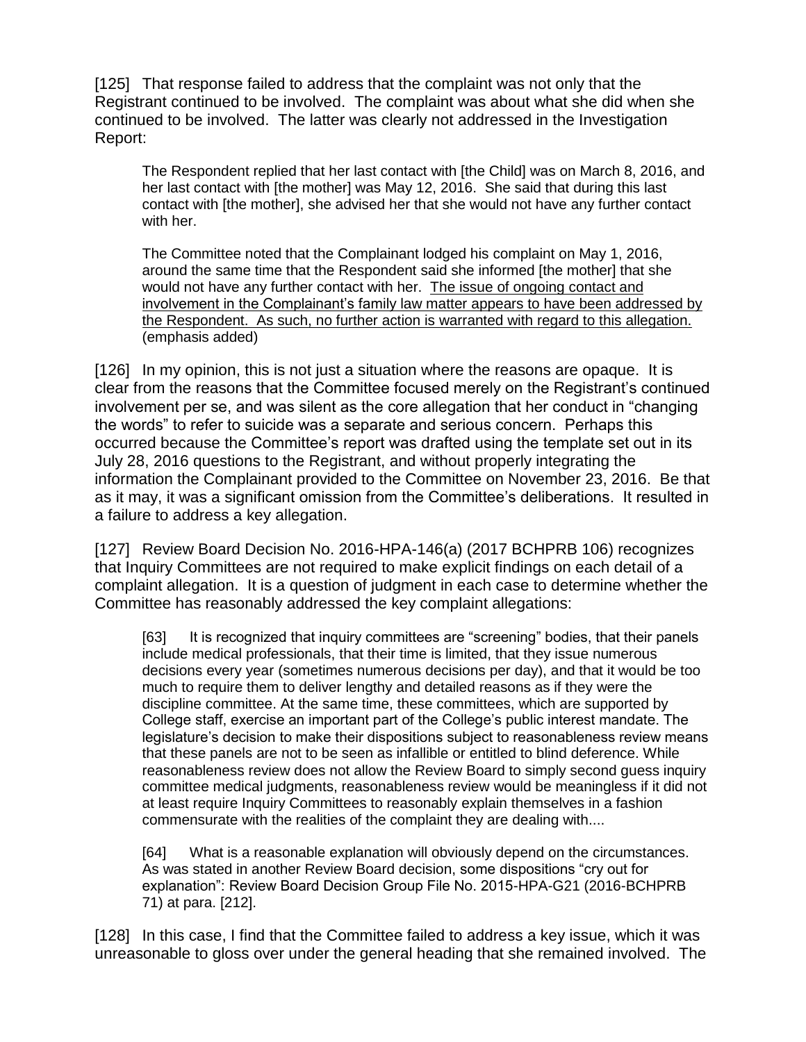[125] That response failed to address that the complaint was not only that the Registrant continued to be involved. The complaint was about what she did when she continued to be involved. The latter was clearly not addressed in the Investigation Report:

> The Respondent replied that her last contact with [the Child] was on March 8, 2016, and her last contact with [the mother] was May 12, 2016. She said that during this last contact with [the mother], she advised her that she would not have any further contact with her.
>
> The Committee noted that the Complainant lodged his complaint on May 1, 2016, around the same time that the Respondent said she informed [the mother] that she would not have any further contact with her. <u>The issue of ongoing contact and involvement in the Complainant's family law matter appears to have been addressed by the Respondent. As such, no further action is warranted with regard to this allegation.</u> (emphasis added)

[126] In my opinion, this is not just a situation where the reasons are opaque. It is clear from the reasons that the Committee focused merely on the Registrant's continued involvement per se, and was silent as the core allegation that her conduct in "changing the words" to refer to suicide was a separate and serious concern. Perhaps this occurred because the Committee's report was drafted using the template set out in its July 28, 2016 questions to the Registrant, and without properly integrating the information the Complainant provided to the Committee on November 23, 2016. Be that as it may, it was a significant omission from the Committee's deliberations. It resulted in a failure to address a key allegation.

[127] Review Board Decision No. 2016-HPA-146(a) (2017 BCHPRB 106) recognizes that Inquiry Committees are not required to make explicit findings on each detail of a complaint allegation. It is a question of judgment in each case to determine whether the Committee has reasonably addressed the key complaint allegations:

> [63] It is recognized that inquiry committees are "screening" bodies, that their panels include medical professionals, that their time is limited, that they issue numerous decisions every year (sometimes numerous decisions per day), and that it would be too much to require them to deliver lengthy and detailed reasons as if they were the discipline committee. At the same time, these committees, which are supported by College staff, exercise an important part of the College's public interest mandate. The legislature's decision to make their dispositions subject to reasonableness review means that these panels are not to be seen as infallible or entitled to blind deference. While reasonableness review does not allow the Review Board to simply second guess inquiry committee medical judgments, reasonableness review would be meaningless if it did not at least require Inquiry Committees to reasonably explain themselves in a fashion commensurate with the realities of the complaint they are dealing with....
>
> [64] What is a reasonable explanation will obviously depend on the circumstances. As was stated in another Review Board decision, some dispositions "cry out for explanation": Review Board Decision Group File No. 2015-HPA-G21 (2016-BCHPRB 71) at para. [212].

[128] In this case, I find that the Committee failed to address a key issue, which it was unreasonable to gloss over under the general heading that she remained involved. The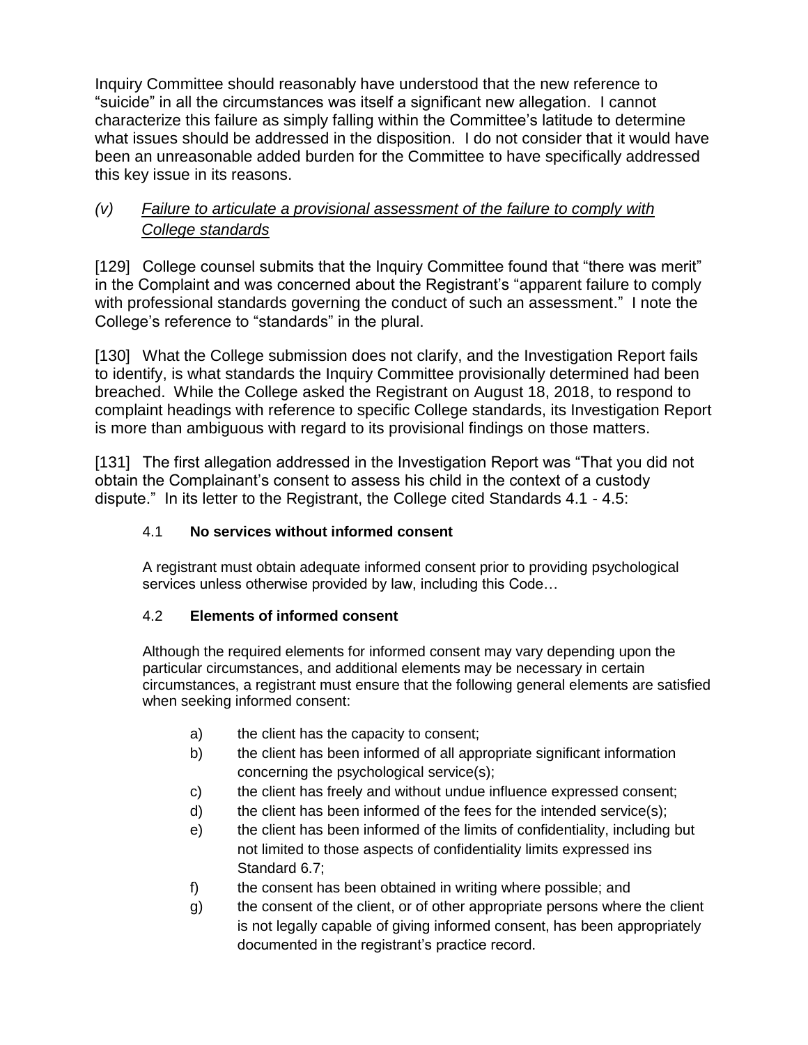Inquiry Committee should reasonably have understood that the new reference to "suicide" in all the circumstances was itself a significant new allegation. I cannot characterize this failure as simply falling within the Committee's latitude to determine what issues should be addressed in the disposition. I do not consider that it would have been an unreasonable added burden for the Committee to have specifically addressed this key issue in its reasons.

### *(v) Failure to articulate a provisional assessment of the failure to comply with College standards*

[129] College counsel submits that the Inquiry Committee found that "there was merit" in the Complaint and was concerned about the Registrant's "apparent failure to comply with professional standards governing the conduct of such an assessment." I note the College's reference to "standards" in the plural.

[130] What the College submission does not clarify, and the Investigation Report fails to identify, is what standards the Inquiry Committee provisionally determined had been breached. While the College asked the Registrant on August 18, 2018, to respond to complaint headings with reference to specific College standards, its Investigation Report is more than ambiguous with regard to its provisional findings on those matters.

[131] The first allegation addressed in the Investigation Report was "That you did not obtain the Complainant's consent to assess his child in the context of a custody dispute." In its letter to the Registrant, the College cited Standards 4.1 - 4.5:

> 4.1 **No services without informed consent**
>
> A registrant must obtain adequate informed consent prior to providing psychological services unless otherwise provided by law, including this Code…
>
> 4.2 **Elements of informed consent**
>
> Although the required elements for informed consent may vary depending upon the particular circumstances, and additional elements may be necessary in certain circumstances, a registrant must ensure that the following general elements are satisfied when seeking informed consent:
>
> a) the client has the capacity to consent;
> b) the client has been informed of all appropriate significant information concerning the psychological service(s);
> c) the client has freely and without undue influence expressed consent;
> d) the client has been informed of the fees for the intended service(s);
> e) the client has been informed of the limits of confidentiality, including but not limited to those aspects of confidentiality limits expressed ins Standard 6.7;
> f) the consent has been obtained in writing where possible; and
> g) the consent of the client, or of other appropriate persons where the client is not legally capable of giving informed consent, has been appropriately documented in the registrant's practice record.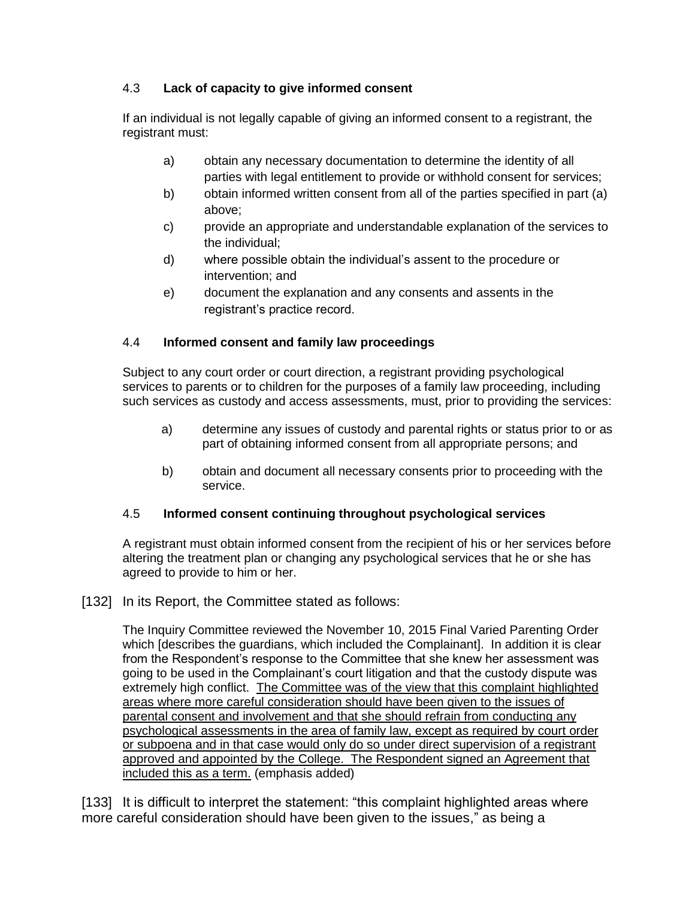4.3 **Lack of capacity to give informed consent**

If an individual is not legally capable of giving an informed consent to a registrant, the registrant must:

a) obtain any necessary documentation to determine the identity of all parties with legal entitlement to provide or withhold consent for services;
b) obtain informed written consent from all of the parties specified in part (a) above;
c) provide an appropriate and understandable explanation of the services to the individual;
d) where possible obtain the individual's assent to the procedure or intervention; and
e) document the explanation and any consents and assents in the registrant's practice record.

4.4 **Informed consent and family law proceedings**

Subject to any court order or court direction, a registrant providing psychological services to parents or to children for the purposes of a family law proceeding, including such services as custody and access assessments, must, prior to providing the services:

a) determine any issues of custody and parental rights or status prior to or as part of obtaining informed consent from all appropriate persons; and

b) obtain and document all necessary consents prior to proceeding with the service.

4.5 **Informed consent continuing throughout psychological services**

A registrant must obtain informed consent from the recipient of his or her services before altering the treatment plan or changing any psychological services that he or she has agreed to provide to him or her.

[132] In its Report, the Committee stated as follows:

> The Inquiry Committee reviewed the November 10, 2015 Final Varied Parenting Order which [describes the guardians, which included the Complainant]. In addition it is clear from the Respondent's response to the Committee that she knew her assessment was going to be used in the Complainant's court litigation and that the custody dispute was extremely high conflict. <u>The Committee was of the view that this complaint highlighted areas where more careful consideration should have been given to the issues of parental consent and involvement and that she should refrain from conducting any psychological assessments in the area of family law, except as required by court order or subpoena and in that case would only do so under direct supervision of a registrant approved and appointed by the College. The Respondent signed an Agreement that included this as a term.</u> (emphasis added)

[133] It is difficult to interpret the statement: "this complaint highlighted areas where more careful consideration should have been given to the issues," as being a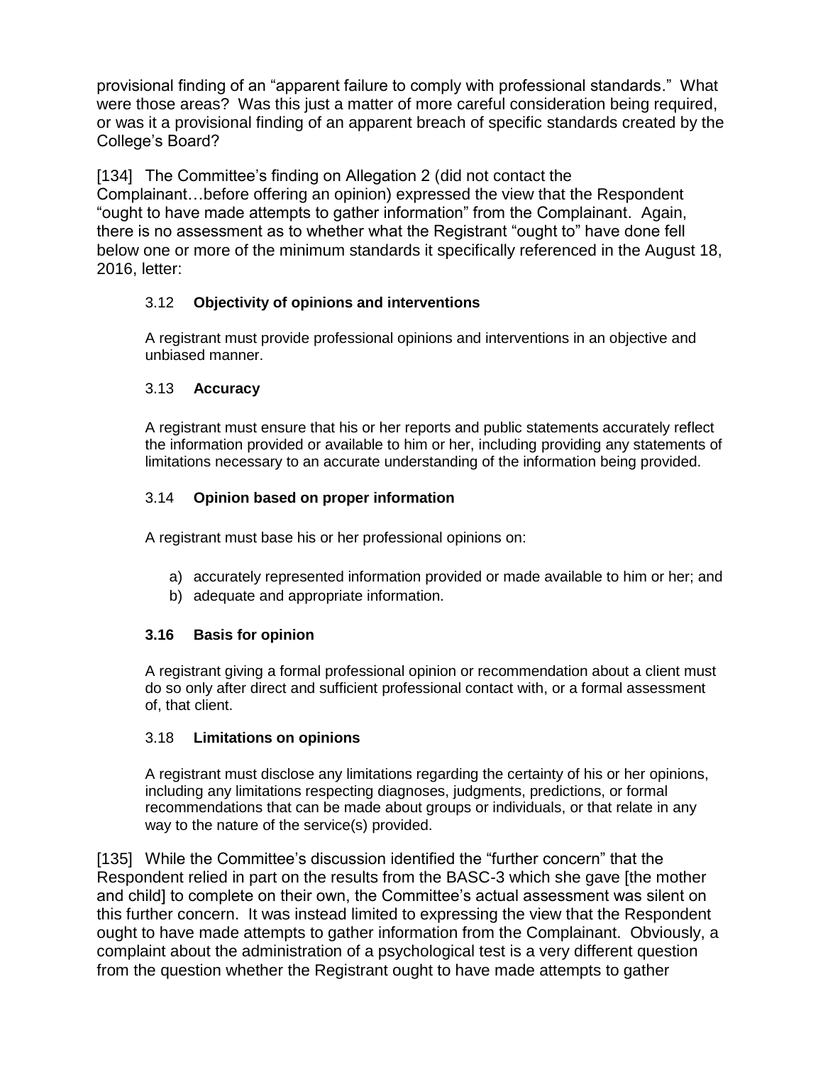provisional finding of an "apparent failure to comply with professional standards." What were those areas? Was this just a matter of more careful consideration being required, or was it a provisional finding of an apparent breach of specific standards created by the College's Board?

[134] The Committee's finding on Allegation 2 (did not contact the Complainant…before offering an opinion) expressed the view that the Respondent "ought to have made attempts to gather information" from the Complainant. Again, there is no assessment as to whether what the Registrant "ought to" have done fell below one or more of the minimum standards it specifically referenced in the August 18, 2016, letter:

> 3.12 **Objectivity of opinions and interventions**
>
> A registrant must provide professional opinions and interventions in an objective and unbiased manner.
>
> 3.13 **Accuracy**
>
> A registrant must ensure that his or her reports and public statements accurately reflect the information provided or available to him or her, including providing any statements of limitations necessary to an accurate understanding of the information being provided.
>
> 3.14 **Opinion based on proper information**
>
> A registrant must base his or her professional opinions on:
>
> a) accurately represented information provided or made available to him or her; and
> b) adequate and appropriate information.
>
> **3.16 Basis for opinion**
>
> A registrant giving a formal professional opinion or recommendation about a client must do so only after direct and sufficient professional contact with, or a formal assessment of, that client.
>
> 3.18 **Limitations on opinions**
>
> A registrant must disclose any limitations regarding the certainty of his or her opinions, including any limitations respecting diagnoses, judgments, predictions, or formal recommendations that can be made about groups or individuals, or that relate in any way to the nature of the service(s) provided.

[135] While the Committee's discussion identified the "further concern" that the Respondent relied in part on the results from the BASC-3 which she gave [the mother and child] to complete on their own, the Committee's actual assessment was silent on this further concern. It was instead limited to expressing the view that the Respondent ought to have made attempts to gather information from the Complainant. Obviously, a complaint about the administration of a psychological test is a very different question from the question whether the Registrant ought to have made attempts to gather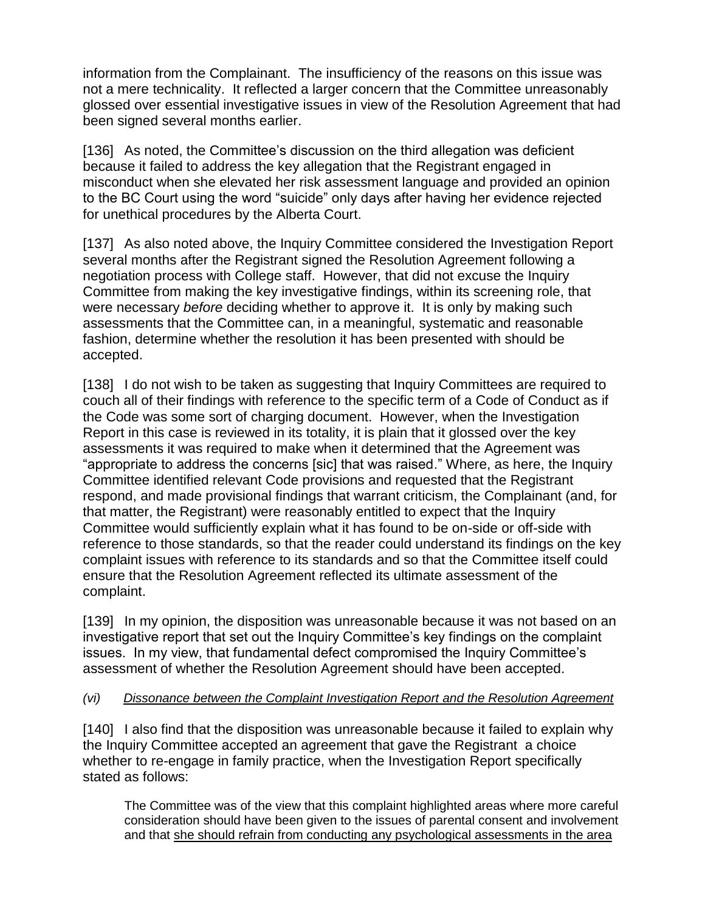information from the Complainant. The insufficiency of the reasons on this issue was not a mere technicality. It reflected a larger concern that the Committee unreasonably glossed over essential investigative issues in view of the Resolution Agreement that had been signed several months earlier.

[136] As noted, the Committee's discussion on the third allegation was deficient because it failed to address the key allegation that the Registrant engaged in misconduct when she elevated her risk assessment language and provided an opinion to the BC Court using the word "suicide" only days after having her evidence rejected for unethical procedures by the Alberta Court.

[137] As also noted above, the Inquiry Committee considered the Investigation Report several months after the Registrant signed the Resolution Agreement following a negotiation process with College staff. However, that did not excuse the Inquiry Committee from making the key investigative findings, within its screening role, that were necessary *before* deciding whether to approve it. It is only by making such assessments that the Committee can, in a meaningful, systematic and reasonable fashion, determine whether the resolution it has been presented with should be accepted.

[138] I do not wish to be taken as suggesting that Inquiry Committees are required to couch all of their findings with reference to the specific term of a Code of Conduct as if the Code was some sort of charging document. However, when the Investigation Report in this case is reviewed in its totality, it is plain that it glossed over the key assessments it was required to make when it determined that the Agreement was "appropriate to address the concerns [sic] that was raised." Where, as here, the Inquiry Committee identified relevant Code provisions and requested that the Registrant respond, and made provisional findings that warrant criticism, the Complainant (and, for that matter, the Registrant) were reasonably entitled to expect that the Inquiry Committee would sufficiently explain what it has found to be on-side or off-side with reference to those standards, so that the reader could understand its findings on the key complaint issues with reference to its standards and so that the Committee itself could ensure that the Resolution Agreement reflected its ultimate assessment of the complaint.

[139] In my opinion, the disposition was unreasonable because it was not based on an investigative report that set out the Inquiry Committee's key findings on the complaint issues. In my view, that fundamental defect compromised the Inquiry Committee's assessment of whether the Resolution Agreement should have been accepted.

*(vi) Dissonance between the Complaint Investigation Report and the Resolution Agreement*

[140] I also find that the disposition was unreasonable because it failed to explain why the Inquiry Committee accepted an agreement that gave the Registrant a choice whether to re-engage in family practice, when the Investigation Report specifically stated as follows:

> The Committee was of the view that this complaint highlighted areas where more careful consideration should have been given to the issues of parental consent and involvement and that <u>she should refrain from conducting any psychological assessments in the area</u>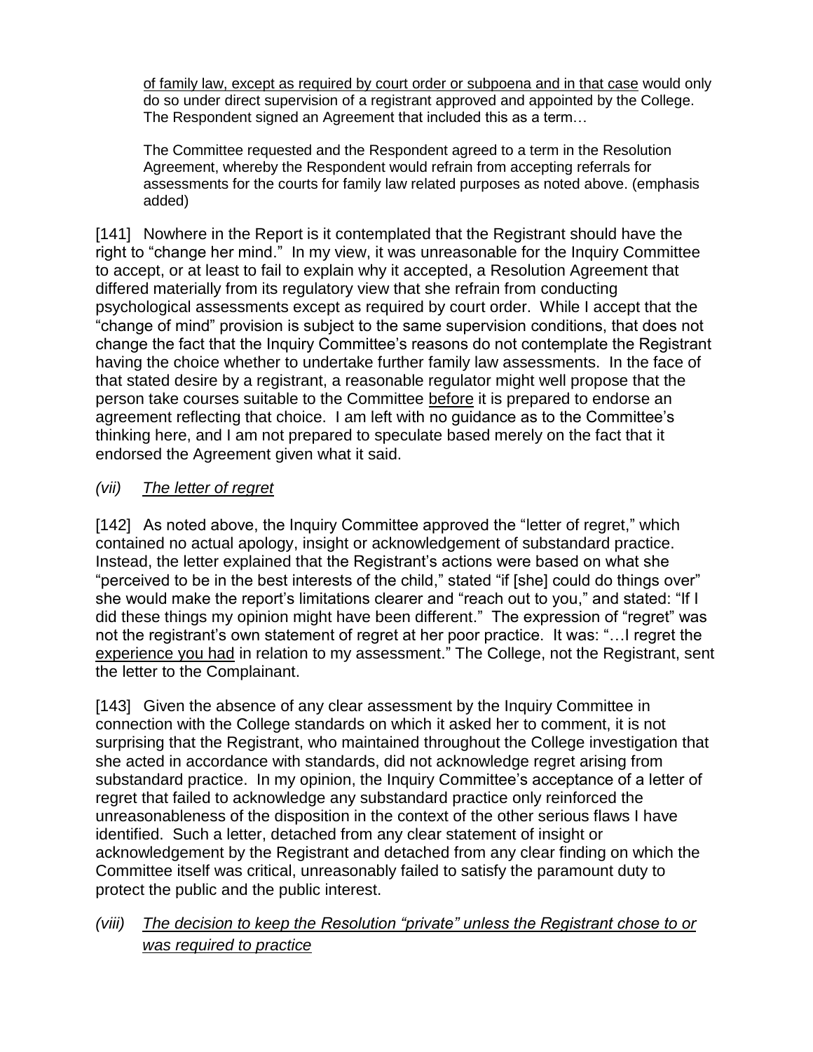> <u>of family law, except as required by court order or subpoena and in that case</u> would only do so under direct supervision of a registrant approved and appointed by the College. The Respondent signed an Agreement that included this as a term…
>
> The Committee requested and the Respondent agreed to a term in the Resolution Agreement, whereby the Respondent would refrain from accepting referrals for assessments for the courts for family law related purposes as noted above. (emphasis added)

[141] Nowhere in the Report is it contemplated that the Registrant should have the right to "change her mind." In my view, it was unreasonable for the Inquiry Committee to accept, or at least to fail to explain why it accepted, a Resolution Agreement that differed materially from its regulatory view that she refrain from conducting psychological assessments except as required by court order. While I accept that the "change of mind" provision is subject to the same supervision conditions, that does not change the fact that the Inquiry Committee's reasons do not contemplate the Registrant having the choice whether to undertake further family law assessments. In the face of that stated desire by a registrant, a reasonable regulator might well propose that the person take courses suitable to the Committee <u>before</u> it is prepared to endorse an agreement reflecting that choice. I am left with no guidance as to the Committee's thinking here, and I am not prepared to speculate based merely on the fact that it endorsed the Agreement given what it said.

### *(vii) <u>The letter of regret</u>*

[142] As noted above, the Inquiry Committee approved the "letter of regret," which contained no actual apology, insight or acknowledgement of substandard practice. Instead, the letter explained that the Registrant's actions were based on what she "perceived to be in the best interests of the child," stated "if [she] could do things over" she would make the report's limitations clearer and "reach out to you," and stated: "If I did these things my opinion might have been different." The expression of "regret" was not the registrant's own statement of regret at her poor practice. It was: "…I regret the <u>experience you had</u> in relation to my assessment." The College, not the Registrant, sent the letter to the Complainant.

[143] Given the absence of any clear assessment by the Inquiry Committee in connection with the College standards on which it asked her to comment, it is not surprising that the Registrant, who maintained throughout the College investigation that she acted in accordance with standards, did not acknowledge regret arising from substandard practice. In my opinion, the Inquiry Committee's acceptance of a letter of regret that failed to acknowledge any substandard practice only reinforced the unreasonableness of the disposition in the context of the other serious flaws I have identified. Such a letter, detached from any clear statement of insight or acknowledgement by the Registrant and detached from any clear finding on which the Committee itself was critical, unreasonably failed to satisfy the paramount duty to protect the public and the public interest.

### *(viii) <u>The decision to keep the Resolution "private" unless the Registrant chose to or was required to practice</u>*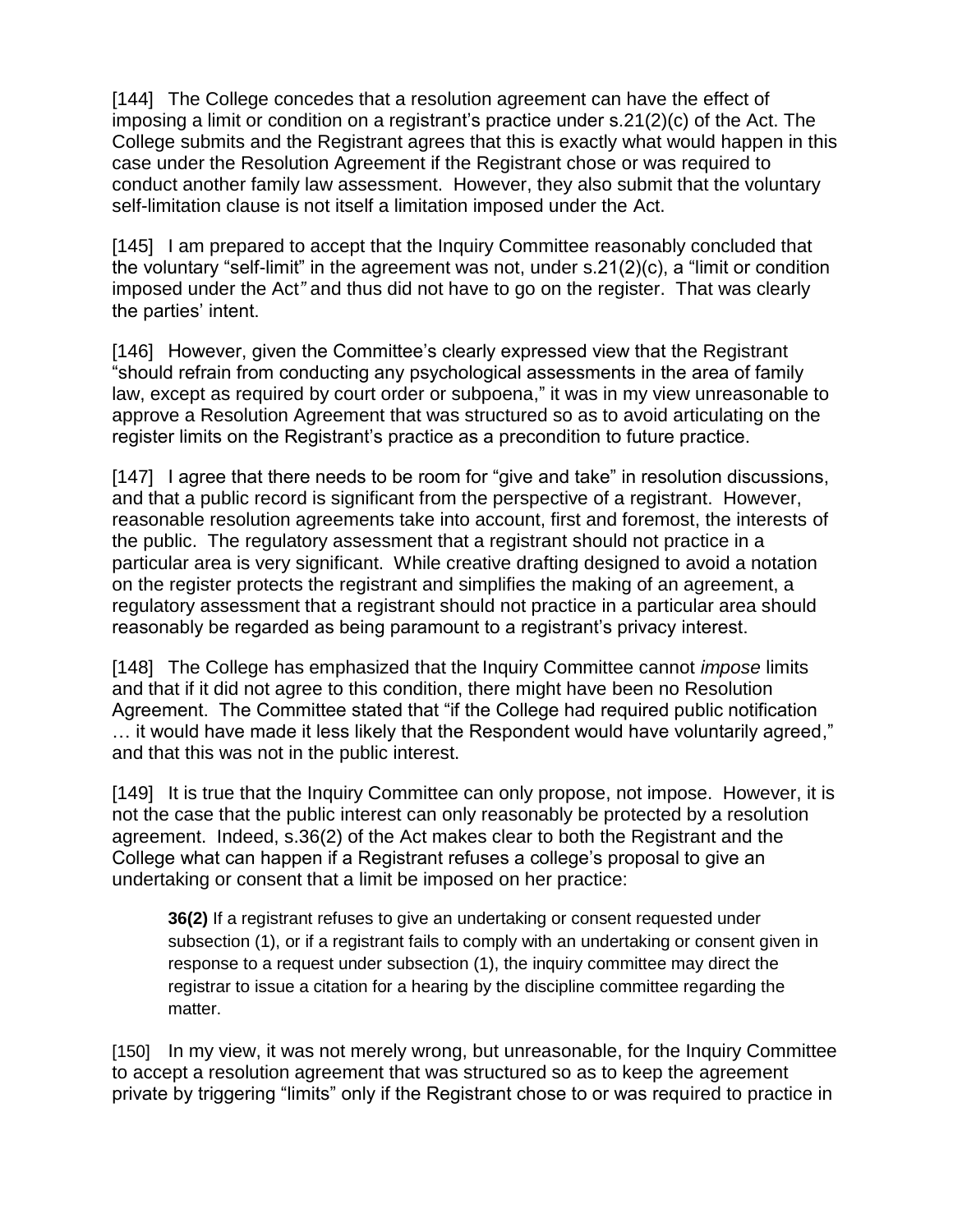[144] The College concedes that a resolution agreement can have the effect of imposing a limit or condition on a registrant's practice under s.21(2)(c) of the Act. The College submits and the Registrant agrees that this is exactly what would happen in this case under the Resolution Agreement if the Registrant chose or was required to conduct another family law assessment. However, they also submit that the voluntary self-limitation clause is not itself a limitation imposed under the Act.

[145] I am prepared to accept that the Inquiry Committee reasonably concluded that the voluntary "self-limit" in the agreement was not, under s.21(2)(c), a "limit or condition imposed under the Act*"* and thus did not have to go on the register. That was clearly the parties' intent.

[146] However, given the Committee's clearly expressed view that the Registrant "should refrain from conducting any psychological assessments in the area of family law, except as required by court order or subpoena," it was in my view unreasonable to approve a Resolution Agreement that was structured so as to avoid articulating on the register limits on the Registrant's practice as a precondition to future practice.

[147] I agree that there needs to be room for "give and take" in resolution discussions, and that a public record is significant from the perspective of a registrant. However, reasonable resolution agreements take into account, first and foremost, the interests of the public. The regulatory assessment that a registrant should not practice in a particular area is very significant. While creative drafting designed to avoid a notation on the register protects the registrant and simplifies the making of an agreement, a regulatory assessment that a registrant should not practice in a particular area should reasonably be regarded as being paramount to a registrant's privacy interest.

[148] The College has emphasized that the Inquiry Committee cannot *impose* limits and that if it did not agree to this condition, there might have been no Resolution Agreement. The Committee stated that "if the College had required public notification … it would have made it less likely that the Respondent would have voluntarily agreed," and that this was not in the public interest.

[149] It is true that the Inquiry Committee can only propose, not impose. However, it is not the case that the public interest can only reasonably be protected by a resolution agreement. Indeed, s.36(2) of the Act makes clear to both the Registrant and the College what can happen if a Registrant refuses a college's proposal to give an undertaking or consent that a limit be imposed on her practice:

> **36(2)** If a registrant refuses to give an undertaking or consent requested under subsection (1), or if a registrant fails to comply with an undertaking or consent given in response to a request under subsection (1), the inquiry committee may direct the registrar to issue a citation for a hearing by the discipline committee regarding the matter.

[150] In my view, it was not merely wrong, but unreasonable, for the Inquiry Committee to accept a resolution agreement that was structured so as to keep the agreement private by triggering "limits" only if the Registrant chose to or was required to practice in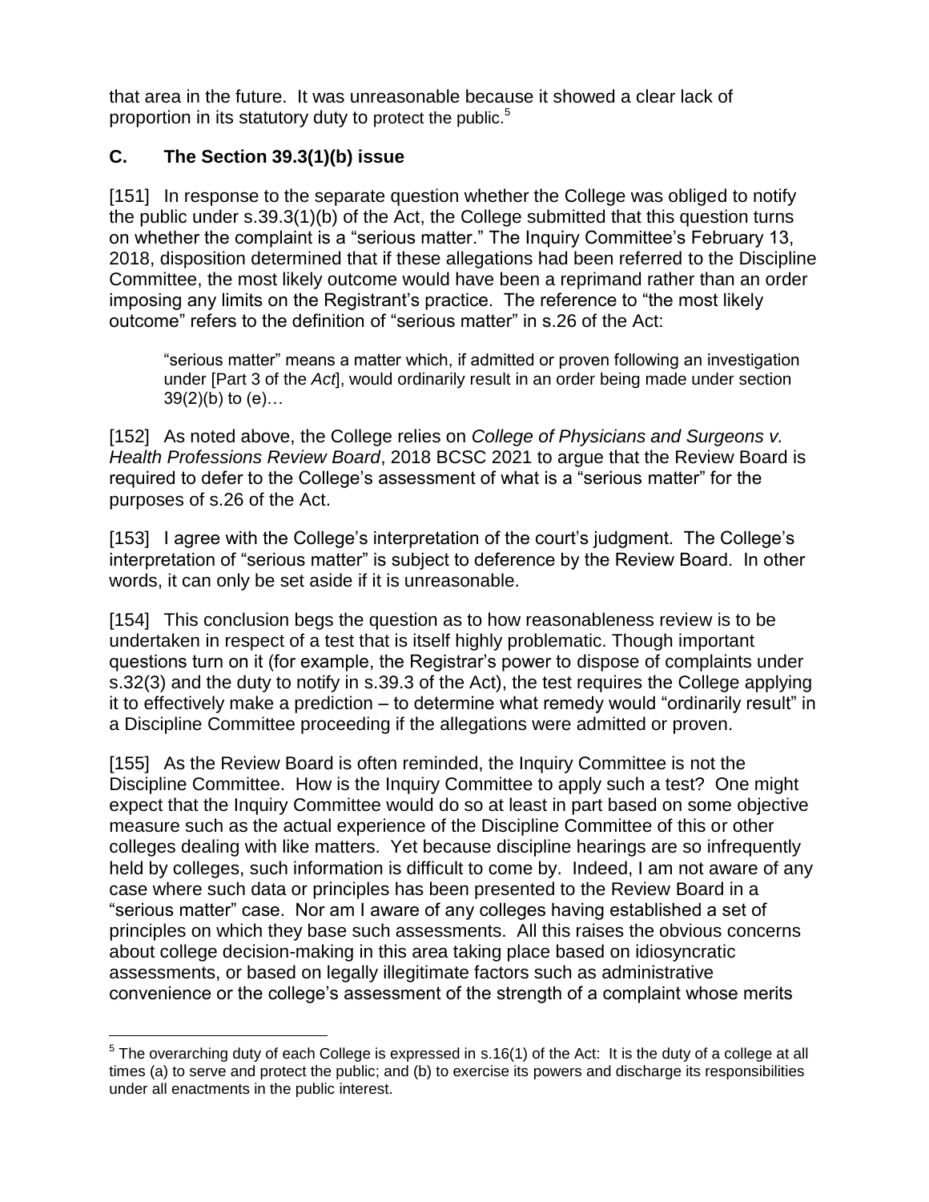that area in the future. It was unreasonable because it showed a clear lack of proportion in its statutory duty to protect the public.[5]

## C. The Section 39.3(1)(b) issue

[151] In response to the separate question whether the College was obliged to notify the public under s.39.3(1)(b) of the Act, the College submitted that this question turns on whether the complaint is a "serious matter." The Inquiry Committee's February 13, 2018, disposition determined that if these allegations had been referred to the Discipline Committee, the most likely outcome would have been a reprimand rather than an order imposing any limits on the Registrant's practice. The reference to "the most likely outcome" refers to the definition of "serious matter" in s.26 of the Act:

> "serious matter" means a matter which, if admitted or proven following an investigation under [Part 3 of the *Act*], would ordinarily result in an order being made under section 39(2)(b) to (e)…

[152] As noted above, the College relies on *College of Physicians and Surgeons v. Health Professions Review Board*, 2018 BCSC 2021 to argue that the Review Board is required to defer to the College's assessment of what is a "serious matter" for the purposes of s.26 of the Act.

[153] I agree with the College's interpretation of the court's judgment. The College's interpretation of "serious matter" is subject to deference by the Review Board. In other words, it can only be set aside if it is unreasonable.

[154] This conclusion begs the question as to how reasonableness review is to be undertaken in respect of a test that is itself highly problematic. Though important questions turn on it (for example, the Registrar's power to dispose of complaints under s.32(3) and the duty to notify in s.39.3 of the Act), the test requires the College applying it to effectively make a prediction – to determine what remedy would "ordinarily result" in a Discipline Committee proceeding if the allegations were admitted or proven.

[155] As the Review Board is often reminded, the Inquiry Committee is not the Discipline Committee. How is the Inquiry Committee to apply such a test? One might expect that the Inquiry Committee would do so at least in part based on some objective measure such as the actual experience of the Discipline Committee of this or other colleges dealing with like matters. Yet because discipline hearings are so infrequently held by colleges, such information is difficult to come by. Indeed, I am not aware of any case where such data or principles has been presented to the Review Board in a "serious matter" case. Nor am I aware of any colleges having established a set of principles on which they base such assessments. All this raises the obvious concerns about college decision-making in this area taking place based on idiosyncratic assessments, or based on legally illegitimate factors such as administrative convenience or the college's assessment of the strength of a complaint whose merits

---

[5] The overarching duty of each College is expressed in s.16(1) of the Act: It is the duty of a college at all times (a) to serve and protect the public; and (b) to exercise its powers and discharge its responsibilities under all enactments in the public interest.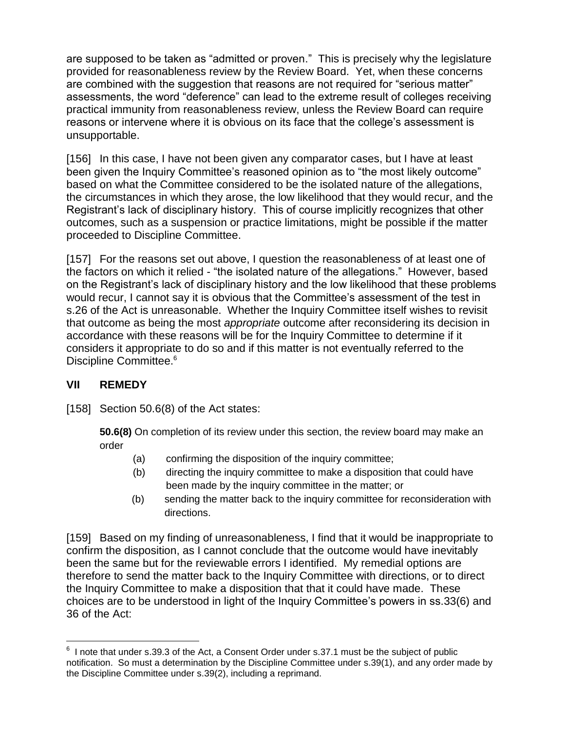are supposed to be taken as "admitted or proven." This is precisely why the legislature provided for reasonableness review by the Review Board. Yet, when these concerns are combined with the suggestion that reasons are not required for "serious matter" assessments, the word "deference" can lead to the extreme result of colleges receiving practical immunity from reasonableness review, unless the Review Board can require reasons or intervene where it is obvious on its face that the college's assessment is unsupportable.

[156] In this case, I have not been given any comparator cases, but I have at least been given the Inquiry Committee's reasoned opinion as to "the most likely outcome" based on what the Committee considered to be the isolated nature of the allegations, the circumstances in which they arose, the low likelihood that they would recur, and the Registrant's lack of disciplinary history. This of course implicitly recognizes that other outcomes, such as a suspension or practice limitations, might be possible if the matter proceeded to Discipline Committee.

[157] For the reasons set out above, I question the reasonableness of at least one of the factors on which it relied - "the isolated nature of the allegations." However, based on the Registrant's lack of disciplinary history and the low likelihood that these problems would recur, I cannot say it is obvious that the Committee's assessment of the test in s.26 of the Act is unreasonable. Whether the Inquiry Committee itself wishes to revisit that outcome as being the most *appropriate* outcome after reconsidering its decision in accordance with these reasons will be for the Inquiry Committee to determine if it considers it appropriate to do so and if this matter is not eventually referred to the Discipline Committee.[6]

## VII REMEDY

[158] Section 50.6(8) of the Act states:

> **50.6(8)** On completion of its review under this section, the review board may make an order
>
> (a) confirming the disposition of the inquiry committee;
>
> (b) directing the inquiry committee to make a disposition that could have been made by the inquiry committee in the matter; or
>
> (b) sending the matter back to the inquiry committee for reconsideration with directions.

[159] Based on my finding of unreasonableness, I find that it would be inappropriate to confirm the disposition, as I cannot conclude that the outcome would have inevitably been the same but for the reviewable errors I identified. My remedial options are therefore to send the matter back to the Inquiry Committee with directions, or to direct the Inquiry Committee to make a disposition that that it could have made. These choices are to be understood in light of the Inquiry Committee's powers in ss.33(6) and 36 of the Act:

---

[6] I note that under s.39.3 of the Act, a Consent Order under s.37.1 must be the subject of public notification. So must a determination by the Discipline Committee under s.39(1), and any order made by the Discipline Committee under s.39(2), including a reprimand.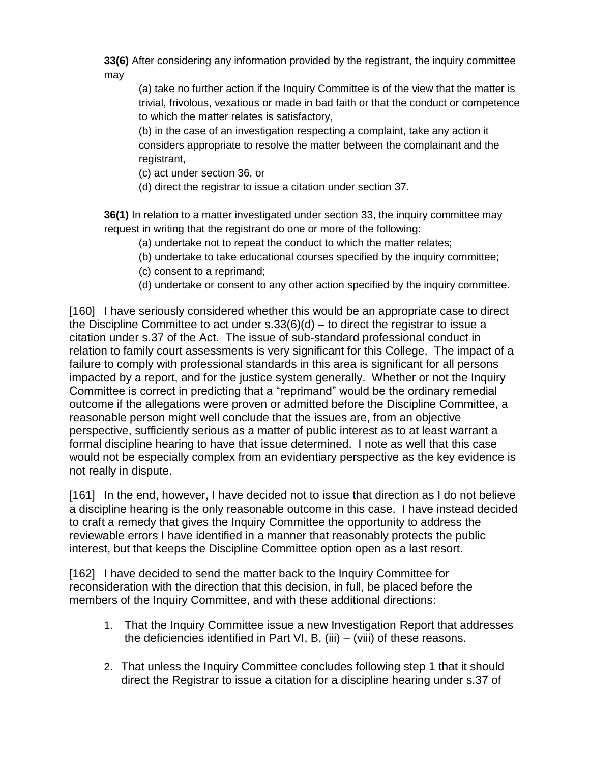**33(6)** After considering any information provided by the registrant, the inquiry committee may

> (a) take no further action if the Inquiry Committee is of the view that the matter is trivial, frivolous, vexatious or made in bad faith or that the conduct or competence to which the matter relates is satisfactory,
>
> (b) in the case of an investigation respecting a complaint, take any action it considers appropriate to resolve the matter between the complainant and the registrant,
>
> (c) act under section 36, or
>
> (d) direct the registrar to issue a citation under section 37.

**36(1)** In relation to a matter investigated under section 33, the inquiry committee may request in writing that the registrant do one or more of the following:

> (a) undertake not to repeat the conduct to which the matter relates;
>
> (b) undertake to take educational courses specified by the inquiry committee;
>
> (c) consent to a reprimand;
>
> (d) undertake or consent to any other action specified by the inquiry committee.

[160] I have seriously considered whether this would be an appropriate case to direct the Discipline Committee to act under s.33(6)(d) – to direct the registrar to issue a citation under s.37 of the Act. The issue of sub-standard professional conduct in relation to family court assessments is very significant for this College. The impact of a failure to comply with professional standards in this area is significant for all persons impacted by a report, and for the justice system generally. Whether or not the Inquiry Committee is correct in predicting that a "reprimand" would be the ordinary remedial outcome if the allegations were proven or admitted before the Discipline Committee, a reasonable person might well conclude that the issues are, from an objective perspective, sufficiently serious as a matter of public interest as to at least warrant a formal discipline hearing to have that issue determined. I note as well that this case would not be especially complex from an evidentiary perspective as the key evidence is not really in dispute.

[161] In the end, however, I have decided not to issue that direction as I do not believe a discipline hearing is the only reasonable outcome in this case. I have instead decided to craft a remedy that gives the Inquiry Committee the opportunity to address the reviewable errors I have identified in a manner that reasonably protects the public interest, but that keeps the Discipline Committee option open as a last resort.

[162] I have decided to send the matter back to the Inquiry Committee for reconsideration with the direction that this decision, in full, be placed before the members of the Inquiry Committee, and with these additional directions:

1. That the Inquiry Committee issue a new Investigation Report that addresses the deficiencies identified in Part VI, B, (iii) – (viii) of these reasons.
2. That unless the Inquiry Committee concludes following step 1 that it should direct the Registrar to issue a citation for a discipline hearing under s.37 of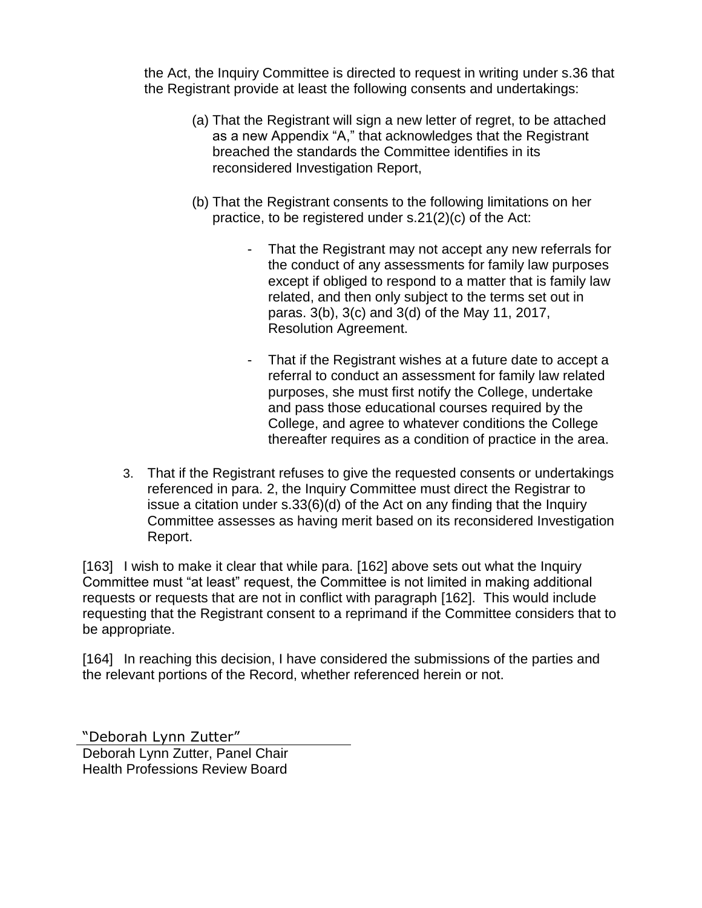the Act, the Inquiry Committee is directed to request in writing under s.36 that the Registrant provide at least the following consents and undertakings:

(a) That the Registrant will sign a new letter of regret, to be attached as a new Appendix "A," that acknowledges that the Registrant breached the standards the Committee identifies in its reconsidered Investigation Report,

(b) That the Registrant consents to the following limitations on her practice, to be registered under s.21(2)(c) of the Act:

- That the Registrant may not accept any new referrals for the conduct of any assessments for family law purposes except if obliged to respond to a matter that is family law related, and then only subject to the terms set out in paras. 3(b), 3(c) and 3(d) of the May 11, 2017, Resolution Agreement.

- That if the Registrant wishes at a future date to accept a referral to conduct an assessment for family law related purposes, she must first notify the College, undertake and pass those educational courses required by the College, and agree to whatever conditions the College thereafter requires as a condition of practice in the area.

3. That if the Registrant refuses to give the requested consents or undertakings referenced in para. 2, the Inquiry Committee must direct the Registrar to issue a citation under s.33(6)(d) of the Act on any finding that the Inquiry Committee assesses as having merit based on its reconsidered Investigation Report.

[163] I wish to make it clear that while para. [162] above sets out what the Inquiry Committee must "at least" request, the Committee is not limited in making additional requests or requests that are not in conflict with paragraph [162]. This would include requesting that the Registrant consent to a reprimand if the Committee considers that to be appropriate.

[164] In reaching this decision, I have considered the submissions of the parties and the relevant portions of the Record, whether referenced herein or not.

"Deborah Lynn Zutter"

Deborah Lynn Zutter, Panel Chair
Health Professions Review Board